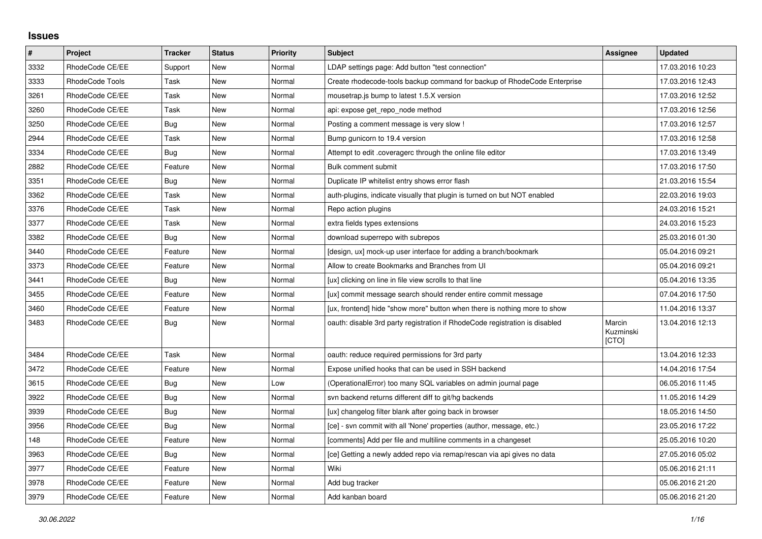# Issues

| # | Project | Tracker | Status | Priority | Subject | Assignee | Updated |
| --- | --- | --- | --- | --- | --- | --- | --- |
| 3332 | RhodeCode CE/EE | Support | New | Normal | LDAP settings page: Add button "test connection" | | 17.03.2016 10:23 |
| 3333 | RhodeCode Tools | Task | New | Normal | Create rhodecode-tools backup command for backup of RhodeCode Enterprise | | 17.03.2016 12:43 |
| 3261 | RhodeCode CE/EE | Task | New | Normal | mousetrap.js bump to latest 1.5.X version | | 17.03.2016 12:52 |
| 3260 | RhodeCode CE/EE | Task | New | Normal | api: expose get_repo_node method | | 17.03.2016 12:56 |
| 3250 | RhodeCode CE/EE | Bug | New | Normal | Posting a comment message is very slow ! | | 17.03.2016 12:57 |
| 2944 | RhodeCode CE/EE | Task | New | Normal | Bump gunicorn to 19.4 version | | 17.03.2016 12:58 |
| 3334 | RhodeCode CE/EE | Bug | New | Normal | Attempt to edit .coveragerc through the online file editor | | 17.03.2016 13:49 |
| 2882 | RhodeCode CE/EE | Feature | New | Normal | Bulk comment submit | | 17.03.2016 17:50 |
| 3351 | RhodeCode CE/EE | Bug | New | Normal | Duplicate IP whitelist entry shows error flash | | 21.03.2016 15:54 |
| 3362 | RhodeCode CE/EE | Task | New | Normal | auth-plugins, indicate visually that plugin is turned on but NOT enabled | | 22.03.2016 19:03 |
| 3376 | RhodeCode CE/EE | Task | New | Normal | Repo action plugins | | 24.03.2016 15:21 |
| 3377 | RhodeCode CE/EE | Task | New | Normal | extra fields types extensions | | 24.03.2016 15:23 |
| 3382 | RhodeCode CE/EE | Bug | New | Normal | download superrepo with subrepos | | 25.03.2016 01:30 |
| 3440 | RhodeCode CE/EE | Feature | New | Normal | [design, ux] mock-up user interface for adding a branch/bookmark | | 05.04.2016 09:21 |
| 3373 | RhodeCode CE/EE | Feature | New | Normal | Allow to create Bookmarks and Branches from UI | | 05.04.2016 09:21 |
| 3441 | RhodeCode CE/EE | Bug | New | Normal | [ux] clicking on line in file view scrolls to that line | | 05.04.2016 13:35 |
| 3455 | RhodeCode CE/EE | Feature | New | Normal | [ux] commit message search should render entire commit message | | 07.04.2016 17:50 |
| 3460 | RhodeCode CE/EE | Feature | New | Normal | [ux, frontend] hide "show more" button when there is nothing more to show | | 11.04.2016 13:37 |
| 3483 | RhodeCode CE/EE | Bug | New | Normal | oauth: disable 3rd party registration if RhodeCode registration is disabled | Marcin Kuzminski [CTO] | 13.04.2016 12:13 |
| 3484 | RhodeCode CE/EE | Task | New | Normal | oauth: reduce required permissions for 3rd party | | 13.04.2016 12:33 |
| 3472 | RhodeCode CE/EE | Feature | New | Normal | Expose unified hooks that can be used in SSH backend | | 14.04.2016 17:54 |
| 3615 | RhodeCode CE/EE | Bug | New | Low | (OperationalError) too many SQL variables on admin journal page | | 06.05.2016 11:45 |
| 3922 | RhodeCode CE/EE | Bug | New | Normal | svn backend returns different diff to git/hg backends | | 11.05.2016 14:29 |
| 3939 | RhodeCode CE/EE | Bug | New | Normal | [ux] changelog filter blank after going back in browser | | 18.05.2016 14:50 |
| 3956 | RhodeCode CE/EE | Bug | New | Normal | [ce] - svn commit with all 'None' properties (author, message, etc.) | | 23.05.2016 17:22 |
| 148 | RhodeCode CE/EE | Feature | New | Normal | [comments] Add per file and multiline comments in a changeset | | 25.05.2016 10:20 |
| 3963 | RhodeCode CE/EE | Bug | New | Normal | [ce] Getting a newly added repo via remap/rescan via api gives no data | | 27.05.2016 05:02 |
| 3977 | RhodeCode CE/EE | Feature | New | Normal | Wiki | | 05.06.2016 21:11 |
| 3978 | RhodeCode CE/EE | Feature | New | Normal | Add bug tracker | | 05.06.2016 21:20 |
| 3979 | RhodeCode CE/EE | Feature | New | Normal | Add kanban board | | 05.06.2016 21:20 |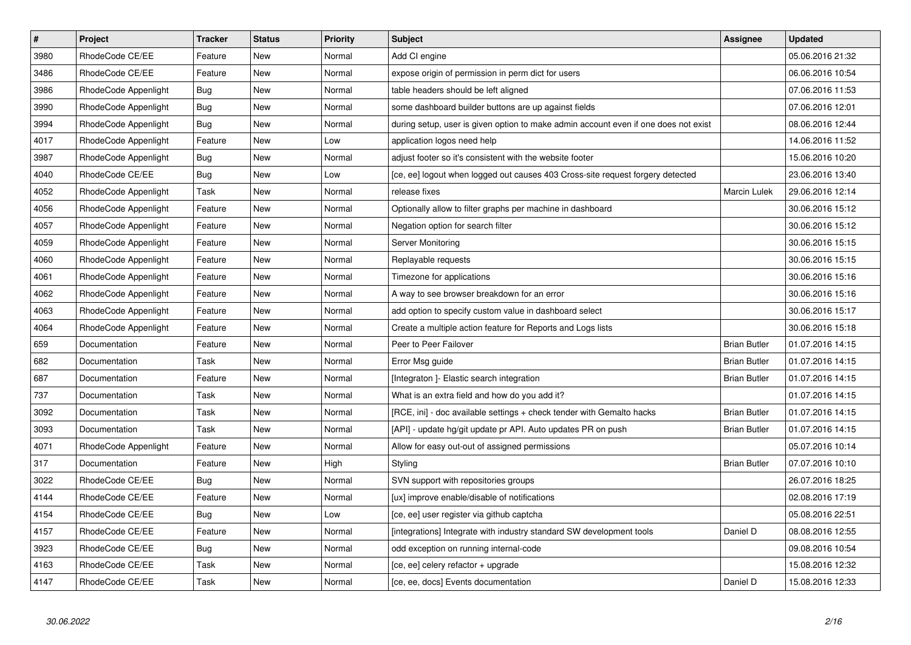| # | Project | Tracker | Status | Priority | Subject | Assignee | Updated |
| --- | --- | --- | --- | --- | --- | --- | --- |
| 3980 | RhodeCode CE/EE | Feature | New | Normal | Add CI engine | | 05.06.2016 21:32 |
| 3486 | RhodeCode CE/EE | Feature | New | Normal | expose origin of permission in perm dict for users | | 06.06.2016 10:54 |
| 3986 | RhodeCode Appenlight | Bug | New | Normal | table headers should be left aligned | | 07.06.2016 11:53 |
| 3990 | RhodeCode Appenlight | Bug | New | Normal | some dashboard builder buttons are up against fields | | 07.06.2016 12:01 |
| 3994 | RhodeCode Appenlight | Bug | New | Normal | during setup, user is given option to make admin account even if one does not exist | | 08.06.2016 12:44 |
| 4017 | RhodeCode Appenlight | Feature | New | Low | application logos need help | | 14.06.2016 11:52 |
| 3987 | RhodeCode Appenlight | Bug | New | Normal | adjust footer so it's consistent with the website footer | | 15.06.2016 10:20 |
| 4040 | RhodeCode CE/EE | Bug | New | Low | [ce, ee] logout when logged out causes 403 Cross-site request forgery detected | | 23.06.2016 13:40 |
| 4052 | RhodeCode Appenlight | Task | New | Normal | release fixes | Marcin Lulek | 29.06.2016 12:14 |
| 4056 | RhodeCode Appenlight | Feature | New | Normal | Optionally allow to filter graphs per machine in dashboard | | 30.06.2016 15:12 |
| 4057 | RhodeCode Appenlight | Feature | New | Normal | Negation option for search filter | | 30.06.2016 15:12 |
| 4059 | RhodeCode Appenlight | Feature | New | Normal | Server Monitoring | | 30.06.2016 15:15 |
| 4060 | RhodeCode Appenlight | Feature | New | Normal | Replayable requests | | 30.06.2016 15:15 |
| 4061 | RhodeCode Appenlight | Feature | New | Normal | Timezone for applications | | 30.06.2016 15:16 |
| 4062 | RhodeCode Appenlight | Feature | New | Normal | A way to see browser breakdown for an error | | 30.06.2016 15:16 |
| 4063 | RhodeCode Appenlight | Feature | New | Normal | add option to specify custom value in dashboard select | | 30.06.2016 15:17 |
| 4064 | RhodeCode Appenlight | Feature | New | Normal | Create a multiple action feature for Reports and Logs lists | | 30.06.2016 15:18 |
| 659 | Documentation | Feature | New | Normal | Peer to Peer Failover | Brian Butler | 01.07.2016 14:15 |
| 682 | Documentation | Task | New | Normal | Error Msg guide | Brian Butler | 01.07.2016 14:15 |
| 687 | Documentation | Feature | New | Normal | [Integraton ]- Elastic search integration | Brian Butler | 01.07.2016 14:15 |
| 737 | Documentation | Task | New | Normal | What is an extra field and how do you add it? | | 01.07.2016 14:15 |
| 3092 | Documentation | Task | New | Normal | [RCE, ini] - doc available settings + check tender with Gemalto hacks | Brian Butler | 01.07.2016 14:15 |
| 3093 | Documentation | Task | New | Normal | [API] - update hg/git update pr API. Auto updates PR on push | Brian Butler | 01.07.2016 14:15 |
| 4071 | RhodeCode Appenlight | Feature | New | Normal | Allow for easy out-out of assigned permissions | | 05.07.2016 10:14 |
| 317 | Documentation | Feature | New | High | Styling | Brian Butler | 07.07.2016 10:10 |
| 3022 | RhodeCode CE/EE | Bug | New | Normal | SVN support with repositories groups | | 26.07.2016 18:25 |
| 4144 | RhodeCode CE/EE | Feature | New | Normal | [ux] improve enable/disable of notifications | | 02.08.2016 17:19 |
| 4154 | RhodeCode CE/EE | Bug | New | Low | [ce, ee] user register via github captcha | | 05.08.2016 22:51 |
| 4157 | RhodeCode CE/EE | Feature | New | Normal | [integrations] Integrate with industry standard SW development tools | Daniel D | 08.08.2016 12:55 |
| 3923 | RhodeCode CE/EE | Bug | New | Normal | odd exception on running internal-code | | 09.08.2016 10:54 |
| 4163 | RhodeCode CE/EE | Task | New | Normal | [ce, ee] celery refactor + upgrade | | 15.08.2016 12:32 |
| 4147 | RhodeCode CE/EE | Task | New | Normal | [ce, ee, docs] Events documentation | Daniel D | 15.08.2016 12:33 |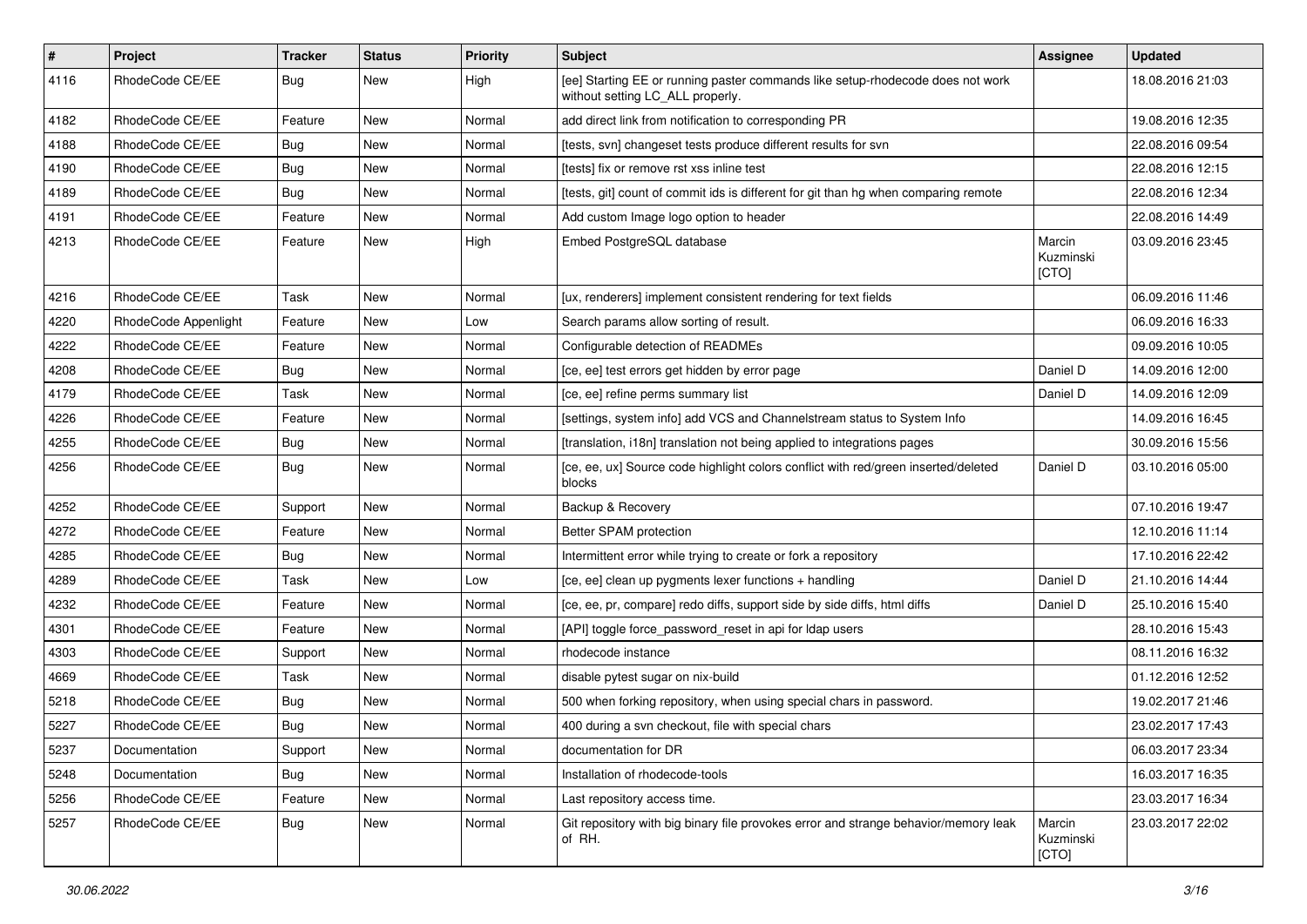| # | Project | Tracker | Status | Priority | Subject | Assignee | Updated |
|---|---|---|---|---|---|---|---|
| 4116 | RhodeCode CE/EE | Bug | New | High | [ee] Starting EE or running paster commands like setup-rhodecode does not work without setting LC_ALL properly. | | 18.08.2016 21:03 |
| 4182 | RhodeCode CE/EE | Feature | New | Normal | add direct link from notification to corresponding PR | | 19.08.2016 12:35 |
| 4188 | RhodeCode CE/EE | Bug | New | Normal | [tests, svn] changeset tests produce different results for svn | | 22.08.2016 09:54 |
| 4190 | RhodeCode CE/EE | Bug | New | Normal | [tests] fix or remove rst xss inline test | | 22.08.2016 12:15 |
| 4189 | RhodeCode CE/EE | Bug | New | Normal | [tests, git] count of commit ids is different for git than hg when comparing remote | | 22.08.2016 12:34 |
| 4191 | RhodeCode CE/EE | Feature | New | Normal | Add custom Image logo option to header | | 22.08.2016 14:49 |
| 4213 | RhodeCode CE/EE | Feature | New | High | Embed PostgreSQL database | Marcin Kuzminski [CTO] | 03.09.2016 23:45 |
| 4216 | RhodeCode CE/EE | Task | New | Normal | [ux, renderers] implement consistent rendering for text fields | | 06.09.2016 11:46 |
| 4220 | RhodeCode Appenlight | Feature | New | Low | Search params allow sorting of result. | | 06.09.2016 16:33 |
| 4222 | RhodeCode CE/EE | Feature | New | Normal | Configurable detection of READMEs | | 09.09.2016 10:05 |
| 4208 | RhodeCode CE/EE | Bug | New | Normal | [ce, ee] test errors get hidden by error page | Daniel D | 14.09.2016 12:00 |
| 4179 | RhodeCode CE/EE | Task | New | Normal | [ce, ee] refine perms summary list | Daniel D | 14.09.2016 12:09 |
| 4226 | RhodeCode CE/EE | Feature | New | Normal | [settings, system info] add VCS and Channelstream status to System Info | | 14.09.2016 16:45 |
| 4255 | RhodeCode CE/EE | Bug | New | Normal | [translation, i18n] translation not being applied to integrations pages | | 30.09.2016 15:56 |
| 4256 | RhodeCode CE/EE | Bug | New | Normal | [ce, ee, ux] Source code highlight colors conflict with red/green inserted/deleted blocks | Daniel D | 03.10.2016 05:00 |
| 4252 | RhodeCode CE/EE | Support | New | Normal | Backup & Recovery | | 07.10.2016 19:47 |
| 4272 | RhodeCode CE/EE | Feature | New | Normal | Better SPAM protection | | 12.10.2016 11:14 |
| 4285 | RhodeCode CE/EE | Bug | New | Normal | Intermittent error while trying to create or fork a repository | | 17.10.2016 22:42 |
| 4289 | RhodeCode CE/EE | Task | New | Low | [ce, ee] clean up pygments lexer functions + handling | Daniel D | 21.10.2016 14:44 |
| 4232 | RhodeCode CE/EE | Feature | New | Normal | [ce, ee, pr, compare] redo diffs, support side by side diffs, html diffs | Daniel D | 25.10.2016 15:40 |
| 4301 | RhodeCode CE/EE | Feature | New | Normal | [API] toggle force_password_reset in api for ldap users | | 28.10.2016 15:43 |
| 4303 | RhodeCode CE/EE | Support | New | Normal | rhodecode instance | | 08.11.2016 16:32 |
| 4669 | RhodeCode CE/EE | Task | New | Normal | disable pytest sugar on nix-build | | 01.12.2016 12:52 |
| 5218 | RhodeCode CE/EE | Bug | New | Normal | 500 when forking repository, when using special chars in password. | | 19.02.2017 21:46 |
| 5227 | RhodeCode CE/EE | Bug | New | Normal | 400 during a svn checkout, file with special chars | | 23.02.2017 17:43 |
| 5237 | Documentation | Support | New | Normal | documentation for DR | | 06.03.2017 23:34 |
| 5248 | Documentation | Bug | New | Normal | Installation of rhodecode-tools | | 16.03.2017 16:35 |
| 5256 | RhodeCode CE/EE | Feature | New | Normal | Last repository access time. | | 23.03.2017 16:34 |
| 5257 | RhodeCode CE/EE | Bug | New | Normal | Git repository with big binary file provokes error and strange behavior/memory leak of RH. | Marcin Kuzminski [CTO] | 23.03.2017 22:02 |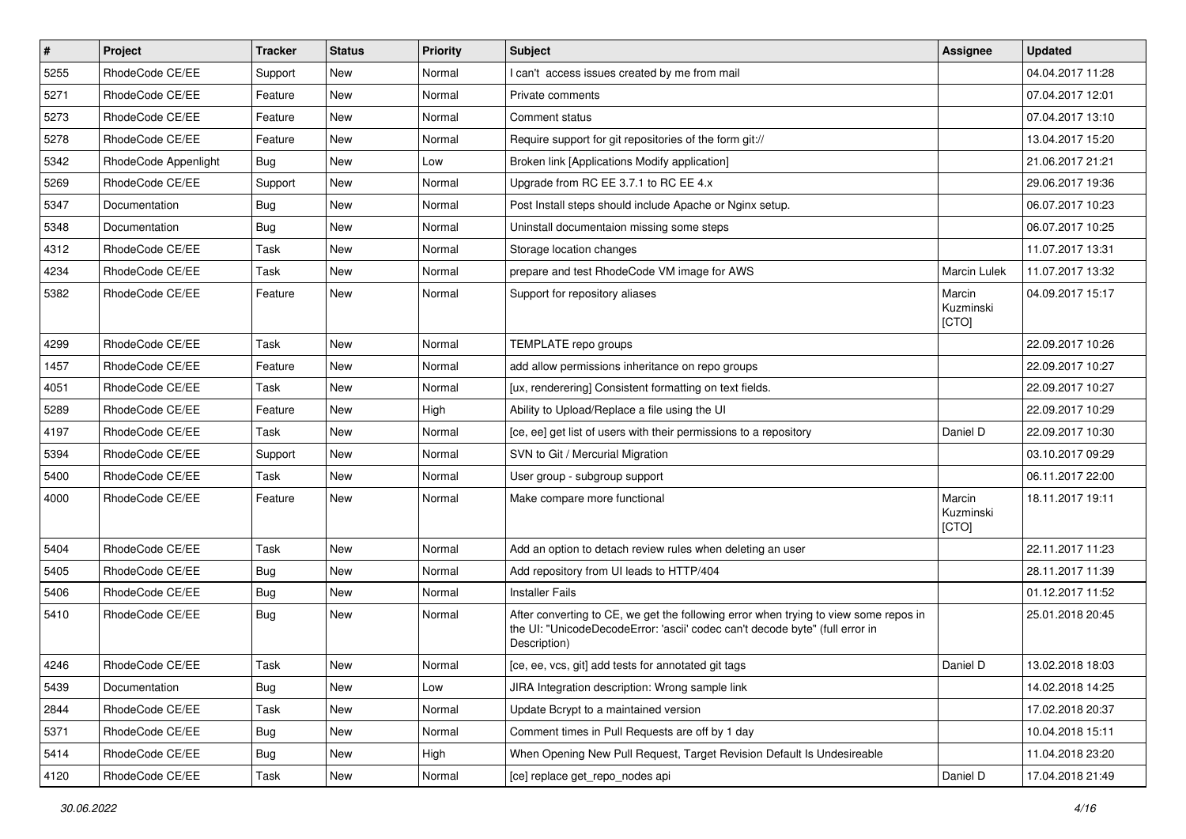| # | Project | Tracker | Status | Priority | Subject | Assignee | Updated |
|---|---|---|---|---|---|---|---|
| 5255 | RhodeCode CE/EE | Support | New | Normal | I can't  access issues created by me from mail | | 04.04.2017 11:28 |
| 5271 | RhodeCode CE/EE | Feature | New | Normal | Private comments | | 07.04.2017 12:01 |
| 5273 | RhodeCode CE/EE | Feature | New | Normal | Comment status | | 07.04.2017 13:10 |
| 5278 | RhodeCode CE/EE | Feature | New | Normal | Require support for git repositories of the form git:// | | 13.04.2017 15:20 |
| 5342 | RhodeCode Appenlight | Bug | New | Low | Broken link [Applications Modify application] | | 21.06.2017 21:21 |
| 5269 | RhodeCode CE/EE | Support | New | Normal | Upgrade from RC EE 3.7.1 to RC EE 4.x | | 29.06.2017 19:36 |
| 5347 | Documentation | Bug | New | Normal | Post Install steps should include Apache or Nginx setup. | | 06.07.2017 10:23 |
| 5348 | Documentation | Bug | New | Normal | Uninstall documentaion missing some steps | | 06.07.2017 10:25 |
| 4312 | RhodeCode CE/EE | Task | New | Normal | Storage location changes | | 11.07.2017 13:31 |
| 4234 | RhodeCode CE/EE | Task | New | Normal | prepare and test RhodeCode VM image for AWS | Marcin Lulek | 11.07.2017 13:32 |
| 5382 | RhodeCode CE/EE | Feature | New | Normal | Support for repository aliases | Marcin Kuzminski [CTO] | 04.09.2017 15:17 |
| 4299 | RhodeCode CE/EE | Task | New | Normal | TEMPLATE repo groups | | 22.09.2017 10:26 |
| 1457 | RhodeCode CE/EE | Feature | New | Normal | add allow permissions inheritance on repo groups | | 22.09.2017 10:27 |
| 4051 | RhodeCode CE/EE | Task | New | Normal | [ux, renderering] Consistent formatting on text fields. | | 22.09.2017 10:27 |
| 5289 | RhodeCode CE/EE | Feature | New | High | Ability to Upload/Replace a file using the UI | | 22.09.2017 10:29 |
| 4197 | RhodeCode CE/EE | Task | New | Normal | [ce, ee] get list of users with their permissions to a repository | Daniel D | 22.09.2017 10:30 |
| 5394 | RhodeCode CE/EE | Support | New | Normal | SVN to Git / Mercurial Migration | | 03.10.2017 09:29 |
| 5400 | RhodeCode CE/EE | Task | New | Normal | User group - subgroup support | | 06.11.2017 22:00 |
| 4000 | RhodeCode CE/EE | Feature | New | Normal | Make compare more functional | Marcin Kuzminski [CTO] | 18.11.2017 19:11 |
| 5404 | RhodeCode CE/EE | Task | New | Normal | Add an option to detach review rules when deleting an user | | 22.11.2017 11:23 |
| 5405 | RhodeCode CE/EE | Bug | New | Normal | Add repository from UI leads to HTTP/404 | | 28.11.2017 11:39 |
| 5406 | RhodeCode CE/EE | Bug | New | Normal | Installer Fails | | 01.12.2017 11:52 |
| 5410 | RhodeCode CE/EE | Bug | New | Normal | After converting to CE, we get the following error when trying to view some repos in the UI: "UnicodeDecodeError: 'ascii' codec can't decode byte" (full error in Description) | | 25.01.2018 20:45 |
| 4246 | RhodeCode CE/EE | Task | New | Normal | [ce, ee, vcs, git] add tests for annotated git tags | Daniel D | 13.02.2018 18:03 |
| 5439 | Documentation | Bug | New | Low | JIRA Integration description: Wrong sample link | | 14.02.2018 14:25 |
| 2844 | RhodeCode CE/EE | Task | New | Normal | Update Bcrypt to a maintained version | | 17.02.2018 20:37 |
| 5371 | RhodeCode CE/EE | Bug | New | Normal | Comment times in Pull Requests are off by 1 day | | 10.04.2018 15:11 |
| 5414 | RhodeCode CE/EE | Bug | New | High | When Opening New Pull Request, Target Revision Default Is Undesireable | | 11.04.2018 23:20 |
| 4120 | RhodeCode CE/EE | Task | New | Normal | [ce] replace get_repo_nodes api | Daniel D | 17.04.2018 21:49 |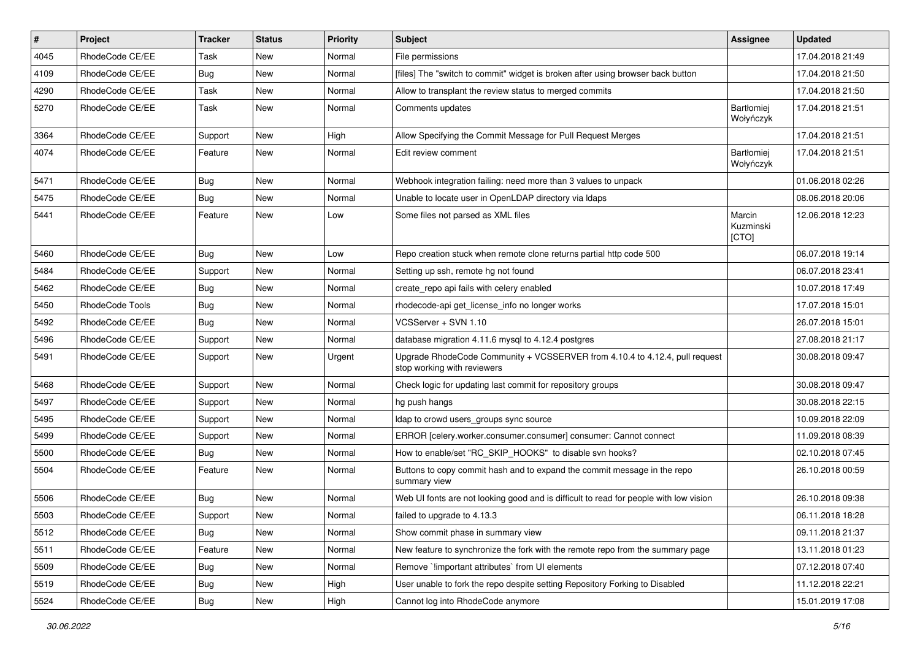| # | Project | Tracker | Status | Priority | Subject | Assignee | Updated |
|---|---|---|---|---|---|---|---|
| 4045 | RhodeCode CE/EE | Task | New | Normal | File permissions | | 17.04.2018 21:49 |
| 4109 | RhodeCode CE/EE | Bug | New | Normal | [files] The "switch to commit" widget is broken after using browser back button | | 17.04.2018 21:50 |
| 4290 | RhodeCode CE/EE | Task | New | Normal | Allow to transplant the review status to merged commits | | 17.04.2018 21:50 |
| 5270 | RhodeCode CE/EE | Task | New | Normal | Comments updates | Bartłomiej Wołyńczyk | 17.04.2018 21:51 |
| 3364 | RhodeCode CE/EE | Support | New | High | Allow Specifying the Commit Message for Pull Request Merges | | 17.04.2018 21:51 |
| 4074 | RhodeCode CE/EE | Feature | New | Normal | Edit review comment | Bartłomiej Wołyńczyk | 17.04.2018 21:51 |
| 5471 | RhodeCode CE/EE | Bug | New | Normal | Webhook integration failing: need more than 3 values to unpack | | 01.06.2018 02:26 |
| 5475 | RhodeCode CE/EE | Bug | New | Normal | Unable to locate user in OpenLDAP directory via ldaps | | 08.06.2018 20:06 |
| 5441 | RhodeCode CE/EE | Feature | New | Low | Some files not parsed as XML files | Marcin Kuzminski [CTO] | 12.06.2018 12:23 |
| 5460 | RhodeCode CE/EE | Bug | New | Low | Repo creation stuck when remote clone returns partial http code 500 | | 06.07.2018 19:14 |
| 5484 | RhodeCode CE/EE | Support | New | Normal | Setting up ssh, remote hg not found | | 06.07.2018 23:41 |
| 5462 | RhodeCode CE/EE | Bug | New | Normal | create_repo api fails with celery enabled | | 10.07.2018 17:49 |
| 5450 | RhodeCode Tools | Bug | New | Normal | rhodecode-api get_license_info no longer works | | 17.07.2018 15:01 |
| 5492 | RhodeCode CE/EE | Bug | New | Normal | VCSServer + SVN 1.10 | | 26.07.2018 15:01 |
| 5496 | RhodeCode CE/EE | Support | New | Normal | database migration 4.11.6 mysql to 4.12.4 postgres | | 27.08.2018 21:17 |
| 5491 | RhodeCode CE/EE | Support | New | Urgent | Upgrade RhodeCode Community + VCSSERVER from 4.10.4 to 4.12.4, pull request stop working with reviewers | | 30.08.2018 09:47 |
| 5468 | RhodeCode CE/EE | Support | New | Normal | Check logic for updating last commit for repository groups | | 30.08.2018 09:47 |
| 5497 | RhodeCode CE/EE | Support | New | Normal | hg push hangs | | 30.08.2018 22:15 |
| 5495 | RhodeCode CE/EE | Support | New | Normal | ldap to crowd users_groups sync source | | 10.09.2018 22:09 |
| 5499 | RhodeCode CE/EE | Support | New | Normal | ERROR [celery.worker.consumer.consumer] consumer: Cannot connect | | 11.09.2018 08:39 |
| 5500 | RhodeCode CE/EE | Bug | New | Normal | How to enable/set "RC_SKIP_HOOKS" to disable svn hooks? | | 02.10.2018 07:45 |
| 5504 | RhodeCode CE/EE | Feature | New | Normal | Buttons to copy commit hash and to expand the commit message in the repo summary view | | 26.10.2018 00:59 |
| 5506 | RhodeCode CE/EE | Bug | New | Normal | Web UI fonts are not looking good and is difficult to read for people with low vision | | 26.10.2018 09:38 |
| 5503 | RhodeCode CE/EE | Support | New | Normal | failed to upgrade to 4.13.3 | | 06.11.2018 18:28 |
| 5512 | RhodeCode CE/EE | Bug | New | Normal | Show commit phase in summary view | | 09.11.2018 21:37 |
| 5511 | RhodeCode CE/EE | Feature | New | Normal | New feature to synchronize the fork with the remote repo from the summary page | | 13.11.2018 01:23 |
| 5509 | RhodeCode CE/EE | Bug | New | Normal | Remove `!important attributes` from UI elements | | 07.12.2018 07:40 |
| 5519 | RhodeCode CE/EE | Bug | New | High | User unable to fork the repo despite setting Repository Forking to Disabled | | 11.12.2018 22:21 |
| 5524 | RhodeCode CE/EE | Bug | New | High | Cannot log into RhodeCode anymore | | 15.01.2019 17:08 |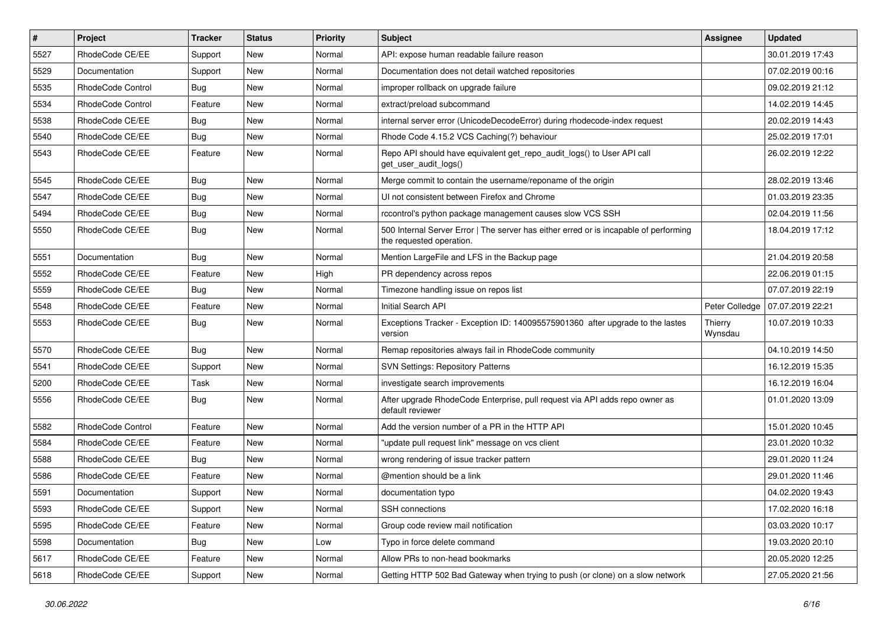| # | Project | Tracker | Status | Priority | Subject | Assignee | Updated |
|---|---|---|---|---|---|---|---|
| 5527 | RhodeCode CE/EE | Support | New | Normal | API: expose human readable failure reason | | 30.01.2019 17:43 |
| 5529 | Documentation | Support | New | Normal | Documentation does not detail watched repositories | | 07.02.2019 00:16 |
| 5535 | RhodeCode Control | Bug | New | Normal | improper rollback on upgrade failure | | 09.02.2019 21:12 |
| 5534 | RhodeCode Control | Feature | New | Normal | extract/preload subcommand | | 14.02.2019 14:45 |
| 5538 | RhodeCode CE/EE | Bug | New | Normal | internal server error (UnicodeDecodeError) during rhodecode-index request | | 20.02.2019 14:43 |
| 5540 | RhodeCode CE/EE | Bug | New | Normal | Rhode Code 4.15.2 VCS Caching(?) behaviour | | 25.02.2019 17:01 |
| 5543 | RhodeCode CE/EE | Feature | New | Normal | Repo API should have equivalent get_repo_audit_logs() to User API call get_user_audit_logs() | | 26.02.2019 12:22 |
| 5545 | RhodeCode CE/EE | Bug | New | Normal | Merge commit to contain the username/reponame of the origin | | 28.02.2019 13:46 |
| 5547 | RhodeCode CE/EE | Bug | New | Normal | UI not consistent between Firefox and Chrome | | 01.03.2019 23:35 |
| 5494 | RhodeCode CE/EE | Bug | New | Normal | rccontrol's python package management causes slow VCS SSH | | 02.04.2019 11:56 |
| 5550 | RhodeCode CE/EE | Bug | New | Normal | 500 Internal Server Error \| The server has either erred or is incapable of performing the requested operation. | | 18.04.2019 17:12 |
| 5551 | Documentation | Bug | New | Normal | Mention LargeFile and LFS in the Backup page | | 21.04.2019 20:58 |
| 5552 | RhodeCode CE/EE | Feature | New | High | PR dependency across repos | | 22.06.2019 01:15 |
| 5559 | RhodeCode CE/EE | Bug | New | Normal | Timezone handling issue on repos list | | 07.07.2019 22:19 |
| 5548 | RhodeCode CE/EE | Feature | New | Normal | Initial Search API | Peter Colledge | 07.07.2019 22:21 |
| 5553 | RhodeCode CE/EE | Bug | New | Normal | Exceptions Tracker - Exception ID: 140095575901360 after upgrade to the lastes version | Thierry Wynsdau | 10.07.2019 10:33 |
| 5570 | RhodeCode CE/EE | Bug | New | Normal | Remap repositories always fail in RhodeCode community | | 04.10.2019 14:50 |
| 5541 | RhodeCode CE/EE | Support | New | Normal | SVN Settings: Repository Patterns | | 16.12.2019 15:35 |
| 5200 | RhodeCode CE/EE | Task | New | Normal | investigate search improvements | | 16.12.2019 16:04 |
| 5556 | RhodeCode CE/EE | Bug | New | Normal | After upgrade RhodeCode Enterprise, pull request via API adds repo owner as default reviewer | | 01.01.2020 13:09 |
| 5582 | RhodeCode Control | Feature | New | Normal | Add the version number of a PR in the HTTP API | | 15.01.2020 10:45 |
| 5584 | RhodeCode CE/EE | Feature | New | Normal | "update pull request link" message on vcs client | | 23.01.2020 10:32 |
| 5588 | RhodeCode CE/EE | Bug | New | Normal | wrong rendering of issue tracker pattern | | 29.01.2020 11:24 |
| 5586 | RhodeCode CE/EE | Feature | New | Normal | @mention should be a link | | 29.01.2020 11:46 |
| 5591 | Documentation | Support | New | Normal | documentation typo | | 04.02.2020 19:43 |
| 5593 | RhodeCode CE/EE | Support | New | Normal | SSH connections | | 17.02.2020 16:18 |
| 5595 | RhodeCode CE/EE | Feature | New | Normal | Group code review mail notification | | 03.03.2020 10:17 |
| 5598 | Documentation | Bug | New | Low | Typo in force delete command | | 19.03.2020 20:10 |
| 5617 | RhodeCode CE/EE | Feature | New | Normal | Allow PRs to non-head bookmarks | | 20.05.2020 12:25 |
| 5618 | RhodeCode CE/EE | Support | New | Normal | Getting HTTP 502 Bad Gateway when trying to push (or clone) on a slow network | | 27.05.2020 21:56 |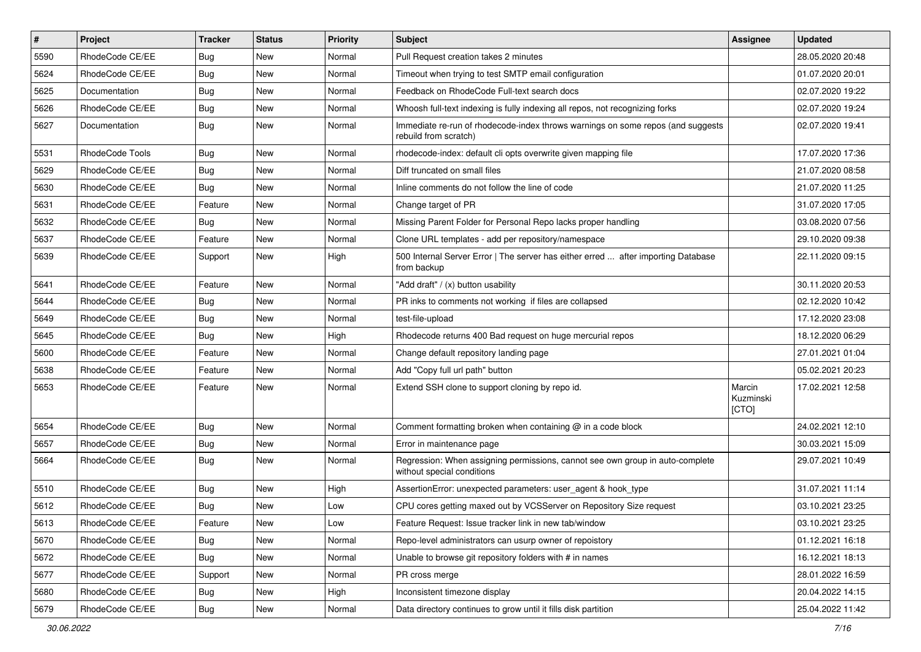| # | Project | Tracker | Status | Priority | Subject | Assignee | Updated |
|---|---|---|---|---|---|---|---|
| 5590 | RhodeCode CE/EE | Bug | New | Normal | Pull Request creation takes 2 minutes | | 28.05.2020 20:48 |
| 5624 | RhodeCode CE/EE | Bug | New | Normal | Timeout when trying to test SMTP email configuration | | 01.07.2020 20:01 |
| 5625 | Documentation | Bug | New | Normal | Feedback on RhodeCode Full-text search docs | | 02.07.2020 19:22 |
| 5626 | RhodeCode CE/EE | Bug | New | Normal | Whoosh full-text indexing is fully indexing all repos, not recognizing forks | | 02.07.2020 19:24 |
| 5627 | Documentation | Bug | New | Normal | Immediate re-run of rhodecode-index throws warnings on some repos (and suggests rebuild from scratch) | | 02.07.2020 19:41 |
| 5531 | RhodeCode Tools | Bug | New | Normal | rhodecode-index: default cli opts overwrite given mapping file | | 17.07.2020 17:36 |
| 5629 | RhodeCode CE/EE | Bug | New | Normal | Diff truncated on small files | | 21.07.2020 08:58 |
| 5630 | RhodeCode CE/EE | Bug | New | Normal | Inline comments do not follow the line of code | | 21.07.2020 11:25 |
| 5631 | RhodeCode CE/EE | Feature | New | Normal | Change target of PR | | 31.07.2020 17:05 |
| 5632 | RhodeCode CE/EE | Bug | New | Normal | Missing Parent Folder for Personal Repo lacks proper handling | | 03.08.2020 07:56 |
| 5637 | RhodeCode CE/EE | Feature | New | Normal | Clone URL templates - add per repository/namespace | | 29.10.2020 09:38 |
| 5639 | RhodeCode CE/EE | Support | New | High | 500 Internal Server Error \| The server has either erred ... after importing Database from backup | | 22.11.2020 09:15 |
| 5641 | RhodeCode CE/EE | Feature | New | Normal | "Add draft" / (x) button usability | | 30.11.2020 20:53 |
| 5644 | RhodeCode CE/EE | Bug | New | Normal | PR inks to comments not working if files are collapsed | | 02.12.2020 10:42 |
| 5649 | RhodeCode CE/EE | Bug | New | Normal | test-file-upload | | 17.12.2020 23:08 |
| 5645 | RhodeCode CE/EE | Bug | New | High | Rhodecode returns 400 Bad request on huge mercurial repos | | 18.12.2020 06:29 |
| 5600 | RhodeCode CE/EE | Feature | New | Normal | Change default repository landing page | | 27.01.2021 01:04 |
| 5638 | RhodeCode CE/EE | Feature | New | Normal | Add "Copy full url path" button | | 05.02.2021 20:23 |
| 5653 | RhodeCode CE/EE | Feature | New | Normal | Extend SSH clone to support cloning by repo id. | Marcin Kuzminski [CTO] | 17.02.2021 12:58 |
| 5654 | RhodeCode CE/EE | Bug | New | Normal | Comment formatting broken when containing @ in a code block | | 24.02.2021 12:10 |
| 5657 | RhodeCode CE/EE | Bug | New | Normal | Error in maintenance page | | 30.03.2021 15:09 |
| 5664 | RhodeCode CE/EE | Bug | New | Normal | Regression: When assigning permissions, cannot see own group in auto-complete without special conditions | | 29.07.2021 10:49 |
| 5510 | RhodeCode CE/EE | Bug | New | High | AssertionError: unexpected parameters: user_agent & hook_type | | 31.07.2021 11:14 |
| 5612 | RhodeCode CE/EE | Bug | New | Low | CPU cores getting maxed out by VCSServer on Repository Size request | | 03.10.2021 23:25 |
| 5613 | RhodeCode CE/EE | Feature | New | Low | Feature Request: Issue tracker link in new tab/window | | 03.10.2021 23:25 |
| 5670 | RhodeCode CE/EE | Bug | New | Normal | Repo-level administrators can usurp owner of repoistory | | 01.12.2021 16:18 |
| 5672 | RhodeCode CE/EE | Bug | New | Normal | Unable to browse git repository folders with # in names | | 16.12.2021 18:13 |
| 5677 | RhodeCode CE/EE | Support | New | Normal | PR cross merge | | 28.01.2022 16:59 |
| 5680 | RhodeCode CE/EE | Bug | New | High | Inconsistent timezone display | | 20.04.2022 14:15 |
| 5679 | RhodeCode CE/EE | Bug | New | Normal | Data directory continues to grow until it fills disk partition | | 25.04.2022 11:42 |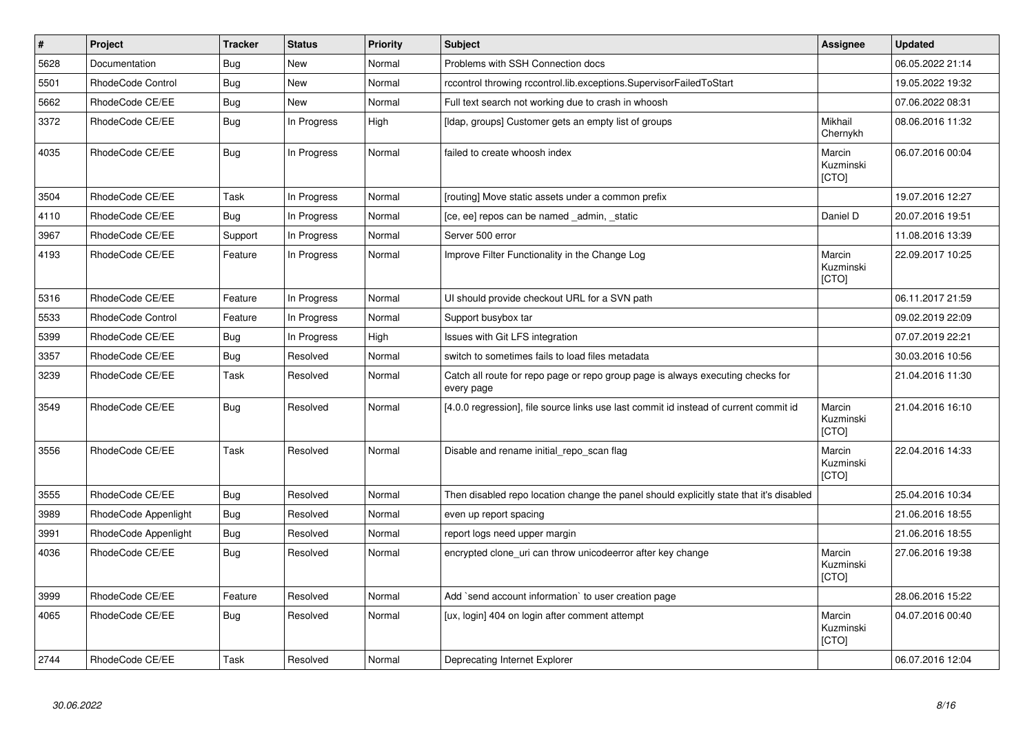| # | Project | Tracker | Status | Priority | Subject | Assignee | Updated |
|---|---|---|---|---|---|---|---|
| 5628 | Documentation | Bug | New | Normal | Problems with SSH Connection docs | | 06.05.2022 21:14 |
| 5501 | RhodeCode Control | Bug | New | Normal | rccontrol throwing rccontrol.lib.exceptions.SupervisorFailedToStart | | 19.05.2022 19:32 |
| 5662 | RhodeCode CE/EE | Bug | New | Normal | Full text search not working due to crash in whoosh | | 07.06.2022 08:31 |
| 3372 | RhodeCode CE/EE | Bug | In Progress | High | [ldap, groups] Customer gets an empty list of groups | Mikhail Chernykh | 08.06.2016 11:32 |
| 4035 | RhodeCode CE/EE | Bug | In Progress | Normal | failed to create whoosh index | Marcin Kuzminski [CTO] | 06.07.2016 00:04 |
| 3504 | RhodeCode CE/EE | Task | In Progress | Normal | [routing] Move static assets under a common prefix | | 19.07.2016 12:27 |
| 4110 | RhodeCode CE/EE | Bug | In Progress | Normal | [ce, ee] repos can be named _admin, _static | Daniel D | 20.07.2016 19:51 |
| 3967 | RhodeCode CE/EE | Support | In Progress | Normal | Server 500 error | | 11.08.2016 13:39 |
| 4193 | RhodeCode CE/EE | Feature | In Progress | Normal | Improve Filter Functionality in the Change Log | Marcin Kuzminski [CTO] | 22.09.2017 10:25 |
| 5316 | RhodeCode CE/EE | Feature | In Progress | Normal | UI should provide checkout URL for a SVN path | | 06.11.2017 21:59 |
| 5533 | RhodeCode Control | Feature | In Progress | Normal | Support busybox tar | | 09.02.2019 22:09 |
| 5399 | RhodeCode CE/EE | Bug | In Progress | High | Issues with Git LFS integration | | 07.07.2019 22:21 |
| 3357 | RhodeCode CE/EE | Bug | Resolved | Normal | switch to sometimes fails to load files metadata | | 30.03.2016 10:56 |
| 3239 | RhodeCode CE/EE | Task | Resolved | Normal | Catch all route for repo page or repo group page is always executing checks for every page | | 21.04.2016 11:30 |
| 3549 | RhodeCode CE/EE | Bug | Resolved | Normal | [4.0.0 regression], file source links use last commit id instead of current commit id | Marcin Kuzminski [CTO] | 21.04.2016 16:10 |
| 3556 | RhodeCode CE/EE | Task | Resolved | Normal | Disable and rename initial_repo_scan flag | Marcin Kuzminski [CTO] | 22.04.2016 14:33 |
| 3555 | RhodeCode CE/EE | Bug | Resolved | Normal | Then disabled repo location change the panel should explicitly state that it's disabled | | 25.04.2016 10:34 |
| 3989 | RhodeCode Appenlight | Bug | Resolved | Normal | even up report spacing | | 21.06.2016 18:55 |
| 3991 | RhodeCode Appenlight | Bug | Resolved | Normal | report logs need upper margin | | 21.06.2016 18:55 |
| 4036 | RhodeCode CE/EE | Bug | Resolved | Normal | encrypted clone_uri can throw unicodeerror after key change | Marcin Kuzminski [CTO] | 27.06.2016 19:38 |
| 3999 | RhodeCode CE/EE | Feature | Resolved | Normal | Add `send account information` to user creation page | | 28.06.2016 15:22 |
| 4065 | RhodeCode CE/EE | Bug | Resolved | Normal | [ux, login] 404 on login after comment attempt | Marcin Kuzminski [CTO] | 04.07.2016 00:40 |
| 2744 | RhodeCode CE/EE | Task | Resolved | Normal | Deprecating Internet Explorer | | 06.07.2016 12:04 |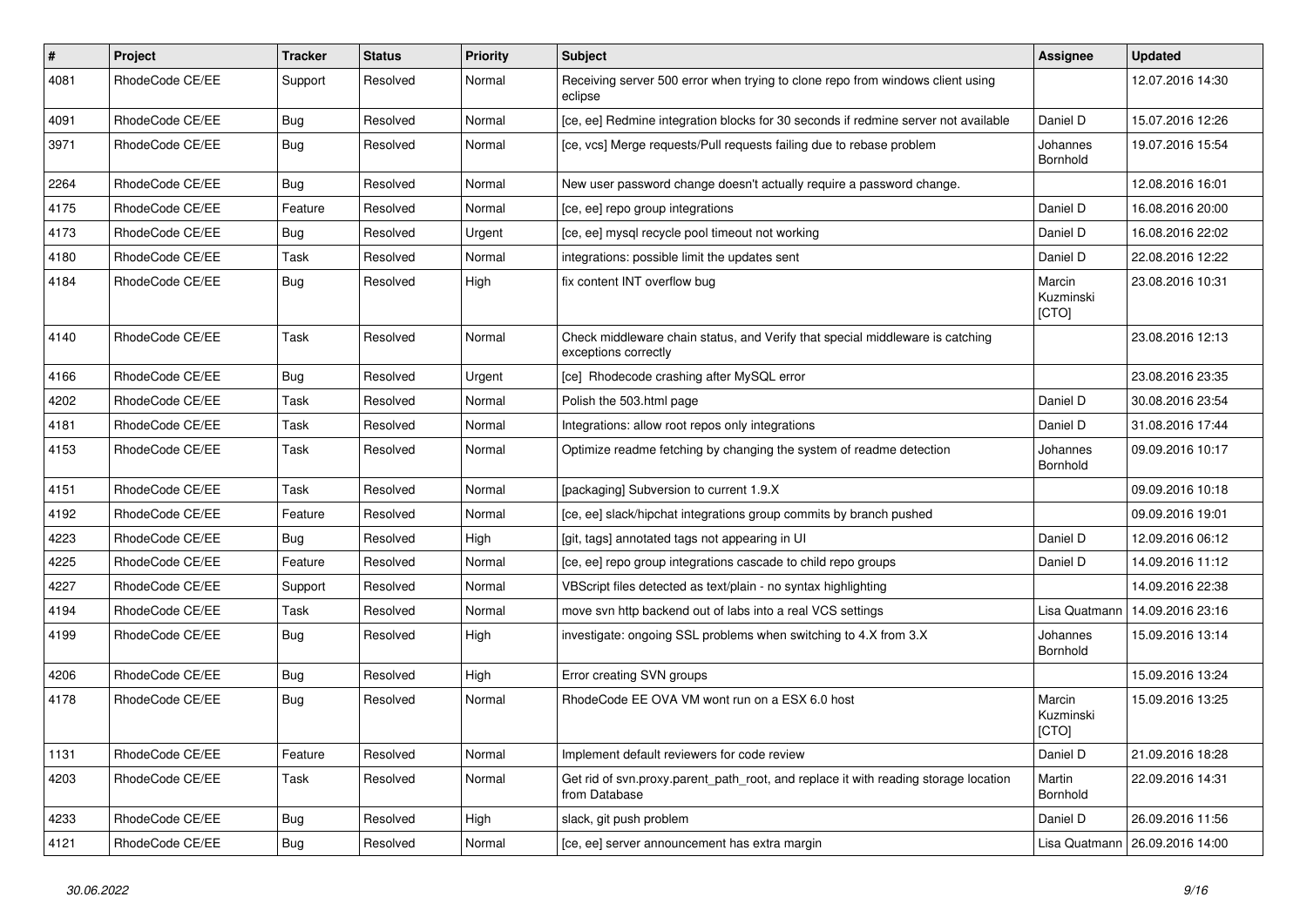| # | Project | Tracker | Status | Priority | Subject | Assignee | Updated |
|---|---|---|---|---|---|---|---|
| 4081 | RhodeCode CE/EE | Support | Resolved | Normal | Receiving server 500 error when trying to clone repo from windows client using eclipse | | 12.07.2016 14:30 |
| 4091 | RhodeCode CE/EE | Bug | Resolved | Normal | [ce, ee] Redmine integration blocks for 30 seconds if redmine server not available | Daniel D | 15.07.2016 12:26 |
| 3971 | RhodeCode CE/EE | Bug | Resolved | Normal | [ce, vcs] Merge requests/Pull requests failing due to rebase problem | Johannes Bornhold | 19.07.2016 15:54 |
| 2264 | RhodeCode CE/EE | Bug | Resolved | Normal | New user password change doesn't actually require a password change. | | 12.08.2016 16:01 |
| 4175 | RhodeCode CE/EE | Feature | Resolved | Normal | [ce, ee] repo group integrations | Daniel D | 16.08.2016 20:00 |
| 4173 | RhodeCode CE/EE | Bug | Resolved | Urgent | [ce, ee] mysql recycle pool timeout not working | Daniel D | 16.08.2016 22:02 |
| 4180 | RhodeCode CE/EE | Task | Resolved | Normal | integrations: possible limit the updates sent | Daniel D | 22.08.2016 12:22 |
| 4184 | RhodeCode CE/EE | Bug | Resolved | High | fix content INT overflow bug | Marcin Kuzminski [CTO] | 23.08.2016 10:31 |
| 4140 | RhodeCode CE/EE | Task | Resolved | Normal | Check middleware chain status, and Verify that special middleware is catching exceptions correctly | | 23.08.2016 12:13 |
| 4166 | RhodeCode CE/EE | Bug | Resolved | Urgent | [ce] Rhodecode crashing after MySQL error | | 23.08.2016 23:35 |
| 4202 | RhodeCode CE/EE | Task | Resolved | Normal | Polish the 503.html page | Daniel D | 30.08.2016 23:54 |
| 4181 | RhodeCode CE/EE | Task | Resolved | Normal | Integrations: allow root repos only integrations | Daniel D | 31.08.2016 17:44 |
| 4153 | RhodeCode CE/EE | Task | Resolved | Normal | Optimize readme fetching by changing the system of readme detection | Johannes Bornhold | 09.09.2016 10:17 |
| 4151 | RhodeCode CE/EE | Task | Resolved | Normal | [packaging] Subversion to current 1.9.X | | 09.09.2016 10:18 |
| 4192 | RhodeCode CE/EE | Feature | Resolved | Normal | [ce, ee] slack/hipchat integrations group commits by branch pushed | | 09.09.2016 19:01 |
| 4223 | RhodeCode CE/EE | Bug | Resolved | High | [git, tags] annotated tags not appearing in UI | Daniel D | 12.09.2016 06:12 |
| 4225 | RhodeCode CE/EE | Feature | Resolved | Normal | [ce, ee] repo group integrations cascade to child repo groups | Daniel D | 14.09.2016 11:12 |
| 4227 | RhodeCode CE/EE | Support | Resolved | Normal | VBScript files detected as text/plain - no syntax highlighting | | 14.09.2016 22:38 |
| 4194 | RhodeCode CE/EE | Task | Resolved | Normal | move svn http backend out of labs into a real VCS settings | Lisa Quatmann | 14.09.2016 23:16 |
| 4199 | RhodeCode CE/EE | Bug | Resolved | High | investigate: ongoing SSL problems when switching to 4.X from 3.X | Johannes Bornhold | 15.09.2016 13:14 |
| 4206 | RhodeCode CE/EE | Bug | Resolved | High | Error creating SVN groups | | 15.09.2016 13:24 |
| 4178 | RhodeCode CE/EE | Bug | Resolved | Normal | RhodeCode EE OVA VM wont run on a ESX 6.0 host | Marcin Kuzminski [CTO] | 15.09.2016 13:25 |
| 1131 | RhodeCode CE/EE | Feature | Resolved | Normal | Implement default reviewers for code review | Daniel D | 21.09.2016 18:28 |
| 4203 | RhodeCode CE/EE | Task | Resolved | Normal | Get rid of svn.proxy.parent_path_root, and replace it with reading storage location from Database | Martin Bornhold | 22.09.2016 14:31 |
| 4233 | RhodeCode CE/EE | Bug | Resolved | High | slack, git push problem | Daniel D | 26.09.2016 11:56 |
| 4121 | RhodeCode CE/EE | Bug | Resolved | Normal | [ce, ee] server announcement has extra margin | Lisa Quatmann | 26.09.2016 14:00 |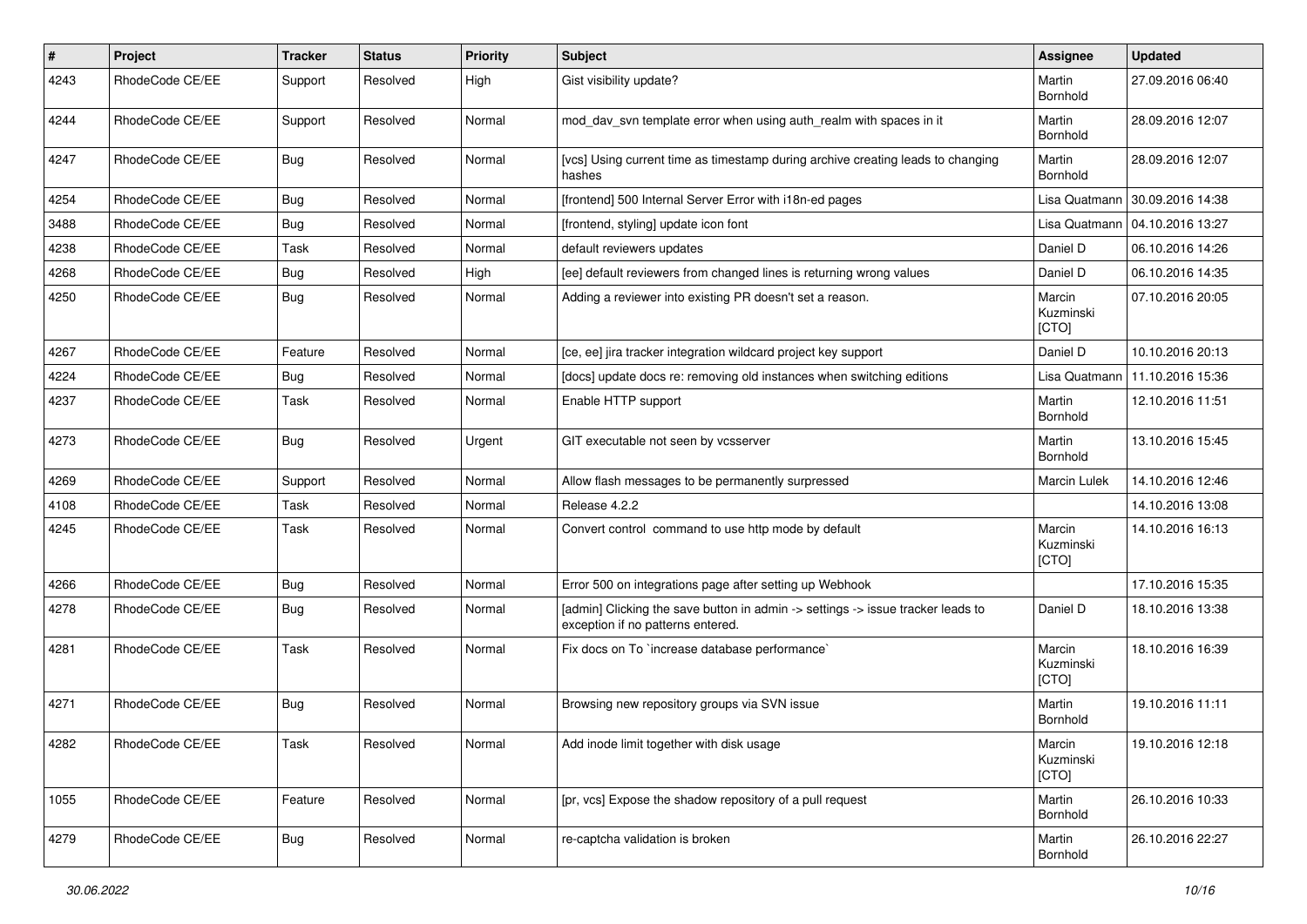| # | Project | Tracker | Status | Priority | Subject | Assignee | Updated |
|---|---|---|---|---|---|---|---|
| 4243 | RhodeCode CE/EE | Support | Resolved | High | Gist visibility update? | Martin Bornhold | 27.09.2016 06:40 |
| 4244 | RhodeCode CE/EE | Support | Resolved | Normal | mod_dav_svn template error when using auth_realm with spaces in it | Martin Bornhold | 28.09.2016 12:07 |
| 4247 | RhodeCode CE/EE | Bug | Resolved | Normal | [vcs] Using current time as timestamp during archive creating leads to changing hashes | Martin Bornhold | 28.09.2016 12:07 |
| 4254 | RhodeCode CE/EE | Bug | Resolved | Normal | [frontend] 500 Internal Server Error with i18n-ed pages | Lisa Quatmann | 30.09.2016 14:38 |
| 3488 | RhodeCode CE/EE | Bug | Resolved | Normal | [frontend, styling] update icon font | Lisa Quatmann | 04.10.2016 13:27 |
| 4238 | RhodeCode CE/EE | Task | Resolved | Normal | default reviewers updates | Daniel D | 06.10.2016 14:26 |
| 4268 | RhodeCode CE/EE | Bug | Resolved | High | [ee] default reviewers from changed lines is returning wrong values | Daniel D | 06.10.2016 14:35 |
| 4250 | RhodeCode CE/EE | Bug | Resolved | Normal | Adding a reviewer into existing PR doesn't set a reason. | Marcin Kuzminski [CTO] | 07.10.2016 20:05 |
| 4267 | RhodeCode CE/EE | Feature | Resolved | Normal | [ce, ee] jira tracker integration wildcard project key support | Daniel D | 10.10.2016 20:13 |
| 4224 | RhodeCode CE/EE | Bug | Resolved | Normal | [docs] update docs re: removing old instances when switching editions | Lisa Quatmann | 11.10.2016 15:36 |
| 4237 | RhodeCode CE/EE | Task | Resolved | Normal | Enable HTTP support | Martin Bornhold | 12.10.2016 11:51 |
| 4273 | RhodeCode CE/EE | Bug | Resolved | Urgent | GIT executable not seen by vcsserver | Martin Bornhold | 13.10.2016 15:45 |
| 4269 | RhodeCode CE/EE | Support | Resolved | Normal | Allow flash messages to be permanently surpressed | Marcin Lulek | 14.10.2016 12:46 |
| 4108 | RhodeCode CE/EE | Task | Resolved | Normal | Release 4.2.2 | | 14.10.2016 13:08 |
| 4245 | RhodeCode CE/EE | Task | Resolved | Normal | Convert control command to use http mode by default | Marcin Kuzminski [CTO] | 14.10.2016 16:13 |
| 4266 | RhodeCode CE/EE | Bug | Resolved | Normal | Error 500 on integrations page after setting up Webhook | | 17.10.2016 15:35 |
| 4278 | RhodeCode CE/EE | Bug | Resolved | Normal | [admin] Clicking the save button in admin -> settings -> issue tracker leads to exception if no patterns entered. | Daniel D | 18.10.2016 13:38 |
| 4281 | RhodeCode CE/EE | Task | Resolved | Normal | Fix docs on To `increase database performance` | Marcin Kuzminski [CTO] | 18.10.2016 16:39 |
| 4271 | RhodeCode CE/EE | Bug | Resolved | Normal | Browsing new repository groups via SVN issue | Martin Bornhold | 19.10.2016 11:11 |
| 4282 | RhodeCode CE/EE | Task | Resolved | Normal | Add inode limit together with disk usage | Marcin Kuzminski [CTO] | 19.10.2016 12:18 |
| 1055 | RhodeCode CE/EE | Feature | Resolved | Normal | [pr, vcs] Expose the shadow repository of a pull request | Martin Bornhold | 26.10.2016 10:33 |
| 4279 | RhodeCode CE/EE | Bug | Resolved | Normal | re-captcha validation is broken | Martin Bornhold | 26.10.2016 22:27 |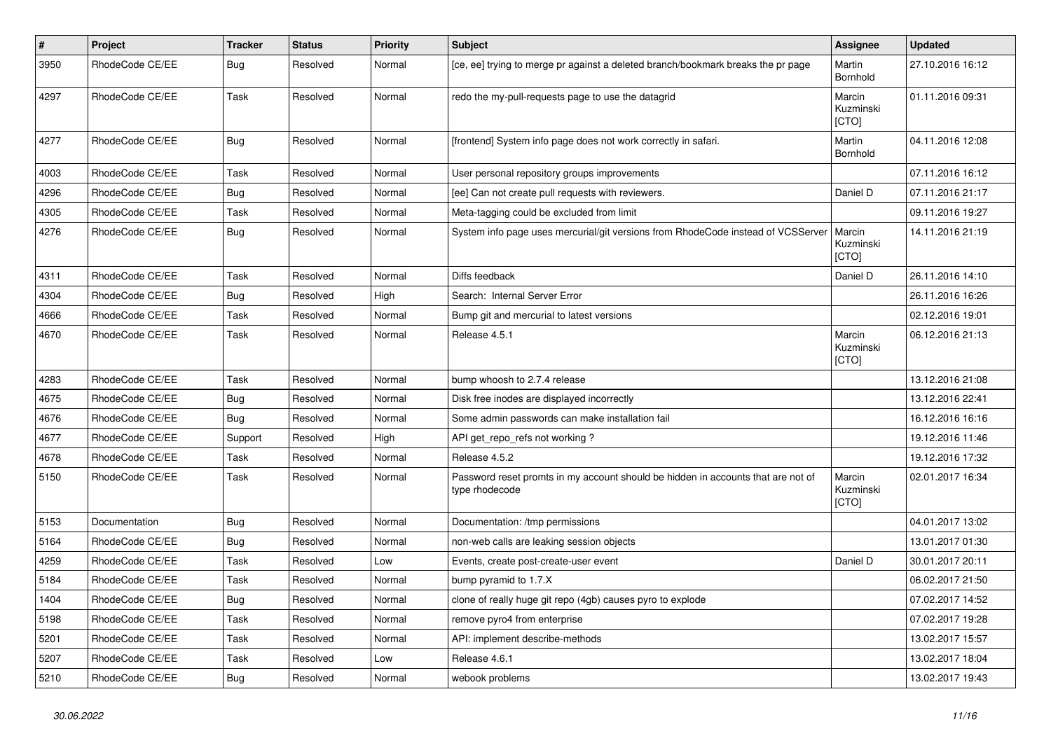| # | Project | Tracker | Status | Priority | Subject | Assignee | Updated |
|---|---|---|---|---|---|---|---|
| 3950 | RhodeCode CE/EE | Bug | Resolved | Normal | [ce, ee] trying to merge pr against a deleted branch/bookmark breaks the pr page | Martin Bornhold | 27.10.2016 16:12 |
| 4297 | RhodeCode CE/EE | Task | Resolved | Normal | redo the my-pull-requests page to use the datagrid | Marcin Kuzminski [CTO] | 01.11.2016 09:31 |
| 4277 | RhodeCode CE/EE | Bug | Resolved | Normal | [frontend] System info page does not work correctly in safari. | Martin Bornhold | 04.11.2016 12:08 |
| 4003 | RhodeCode CE/EE | Task | Resolved | Normal | User personal repository groups improvements | | 07.11.2016 16:12 |
| 4296 | RhodeCode CE/EE | Bug | Resolved | Normal | [ee] Can not create pull requests with reviewers. | Daniel D | 07.11.2016 21:17 |
| 4305 | RhodeCode CE/EE | Task | Resolved | Normal | Meta-tagging could be excluded from limit | | 09.11.2016 19:27 |
| 4276 | RhodeCode CE/EE | Bug | Resolved | Normal | System info page uses mercurial/git versions from RhodeCode instead of VCSServer | Marcin Kuzminski [CTO] | 14.11.2016 21:19 |
| 4311 | RhodeCode CE/EE | Task | Resolved | Normal | Diffs feedback | Daniel D | 26.11.2016 14:10 |
| 4304 | RhodeCode CE/EE | Bug | Resolved | High | Search: Internal Server Error | | 26.11.2016 16:26 |
| 4666 | RhodeCode CE/EE | Task | Resolved | Normal | Bump git and mercurial to latest versions | | 02.12.2016 19:01 |
| 4670 | RhodeCode CE/EE | Task | Resolved | Normal | Release 4.5.1 | Marcin Kuzminski [CTO] | 06.12.2016 21:13 |
| 4283 | RhodeCode CE/EE | Task | Resolved | Normal | bump whoosh to 2.7.4 release | | 13.12.2016 21:08 |
| 4675 | RhodeCode CE/EE | Bug | Resolved | Normal | Disk free inodes are displayed incorrectly | | 13.12.2016 22:41 |
| 4676 | RhodeCode CE/EE | Bug | Resolved | Normal | Some admin passwords can make installation fail | | 16.12.2016 16:16 |
| 4677 | RhodeCode CE/EE | Support | Resolved | High | API get_repo_refs not working ? | | 19.12.2016 11:46 |
| 4678 | RhodeCode CE/EE | Task | Resolved | Normal | Release 4.5.2 | | 19.12.2016 17:32 |
| 5150 | RhodeCode CE/EE | Task | Resolved | Normal | Password reset promts in my account should be hidden in accounts that are not of type rhodecode | Marcin Kuzminski [CTO] | 02.01.2017 16:34 |
| 5153 | Documentation | Bug | Resolved | Normal | Documentation: /tmp permissions | | 04.01.2017 13:02 |
| 5164 | RhodeCode CE/EE | Bug | Resolved | Normal | non-web calls are leaking session objects | | 13.01.2017 01:30 |
| 4259 | RhodeCode CE/EE | Task | Resolved | Low | Events, create post-create-user event | Daniel D | 30.01.2017 20:11 |
| 5184 | RhodeCode CE/EE | Task | Resolved | Normal | bump pyramid to 1.7.X | | 06.02.2017 21:50 |
| 1404 | RhodeCode CE/EE | Bug | Resolved | Normal | clone of really huge git repo (4gb) causes pyro to explode | | 07.02.2017 14:52 |
| 5198 | RhodeCode CE/EE | Task | Resolved | Normal | remove pyro4 from enterprise | | 07.02.2017 19:28 |
| 5201 | RhodeCode CE/EE | Task | Resolved | Normal | API: implement describe-methods | | 13.02.2017 15:57 |
| 5207 | RhodeCode CE/EE | Task | Resolved | Low | Release 4.6.1 | | 13.02.2017 18:04 |
| 5210 | RhodeCode CE/EE | Bug | Resolved | Normal | webook problems | | 13.02.2017 19:43 |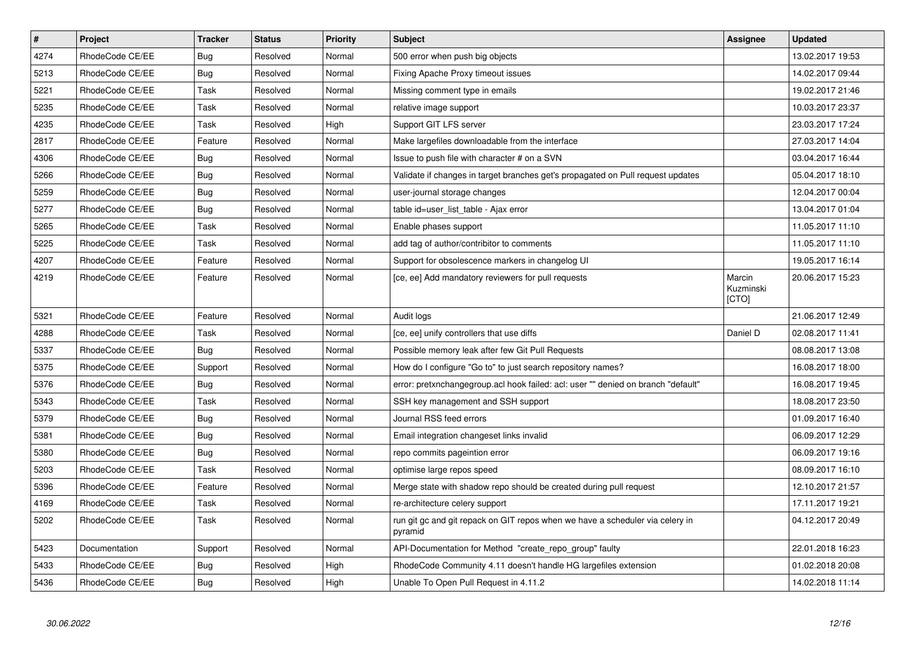| # | Project | Tracker | Status | Priority | Subject | Assignee | Updated |
|---|---|---|---|---|---|---|---|
| 4274 | RhodeCode CE/EE | Bug | Resolved | Normal | 500 error when push big objects | | 13.02.2017 19:53 |
| 5213 | RhodeCode CE/EE | Bug | Resolved | Normal | Fixing Apache Proxy timeout issues | | 14.02.2017 09:44 |
| 5221 | RhodeCode CE/EE | Task | Resolved | Normal | Missing comment type in emails | | 19.02.2017 21:46 |
| 5235 | RhodeCode CE/EE | Task | Resolved | Normal | relative image support | | 10.03.2017 23:37 |
| 4235 | RhodeCode CE/EE | Task | Resolved | High | Support GIT LFS server | | 23.03.2017 17:24 |
| 2817 | RhodeCode CE/EE | Feature | Resolved | Normal | Make largefiles downloadable from the interface | | 27.03.2017 14:04 |
| 4306 | RhodeCode CE/EE | Bug | Resolved | Normal | Issue to push file with character # on a SVN | | 03.04.2017 16:44 |
| 5266 | RhodeCode CE/EE | Bug | Resolved | Normal | Validate if changes in target branches get's propagated on Pull request updates | | 05.04.2017 18:10 |
| 5259 | RhodeCode CE/EE | Bug | Resolved | Normal | user-journal storage changes | | 12.04.2017 00:04 |
| 5277 | RhodeCode CE/EE | Bug | Resolved | Normal | table id=user_list_table - Ajax error | | 13.04.2017 01:04 |
| 5265 | RhodeCode CE/EE | Task | Resolved | Normal | Enable phases support | | 11.05.2017 11:10 |
| 5225 | RhodeCode CE/EE | Task | Resolved | Normal | add tag of author/contribitor to comments | | 11.05.2017 11:10 |
| 4207 | RhodeCode CE/EE | Feature | Resolved | Normal | Support for obsolescence markers in changelog UI | | 19.05.2017 16:14 |
| 4219 | RhodeCode CE/EE | Feature | Resolved | Normal | [ce, ee] Add mandatory reviewers for pull requests | Marcin Kuzminski [CTO] | 20.06.2017 15:23 |
| 5321 | RhodeCode CE/EE | Feature | Resolved | Normal | Audit logs | | 21.06.2017 12:49 |
| 4288 | RhodeCode CE/EE | Task | Resolved | Normal | [ce, ee] unify controllers that use diffs | Daniel D | 02.08.2017 11:41 |
| 5337 | RhodeCode CE/EE | Bug | Resolved | Normal | Possible memory leak after few Git Pull Requests | | 08.08.2017 13:08 |
| 5375 | RhodeCode CE/EE | Support | Resolved | Normal | How do I configure "Go to" to just search repository names? | | 16.08.2017 18:00 |
| 5376 | RhodeCode CE/EE | Bug | Resolved | Normal | error: pretxnchangegroup.acl hook failed: acl: user "" denied on branch "default" | | 16.08.2017 19:45 |
| 5343 | RhodeCode CE/EE | Task | Resolved | Normal | SSH key management and SSH support | | 18.08.2017 23:50 |
| 5379 | RhodeCode CE/EE | Bug | Resolved | Normal | Journal RSS feed errors | | 01.09.2017 16:40 |
| 5381 | RhodeCode CE/EE | Bug | Resolved | Normal | Email integration changeset links invalid | | 06.09.2017 12:29 |
| 5380 | RhodeCode CE/EE | Bug | Resolved | Normal | repo commits pageintion error | | 06.09.2017 19:16 |
| 5203 | RhodeCode CE/EE | Task | Resolved | Normal | optimise large repos speed | | 08.09.2017 16:10 |
| 5396 | RhodeCode CE/EE | Feature | Resolved | Normal | Merge state with shadow repo should be created during pull request | | 12.10.2017 21:57 |
| 4169 | RhodeCode CE/EE | Task | Resolved | Normal | re-architecture celery support | | 17.11.2017 19:21 |
| 5202 | RhodeCode CE/EE | Task | Resolved | Normal | run git gc and git repack on GIT repos when we have a scheduler via celery in pyramid | | 04.12.2017 20:49 |
| 5423 | Documentation | Support | Resolved | Normal | API-Documentation for Method "create_repo_group" faulty | | 22.01.2018 16:23 |
| 5433 | RhodeCode CE/EE | Bug | Resolved | High | RhodeCode Community 4.11 doesn't handle HG largefiles extension | | 01.02.2018 20:08 |
| 5436 | RhodeCode CE/EE | Bug | Resolved | High | Unable To Open Pull Request in 4.11.2 | | 14.02.2018 11:14 |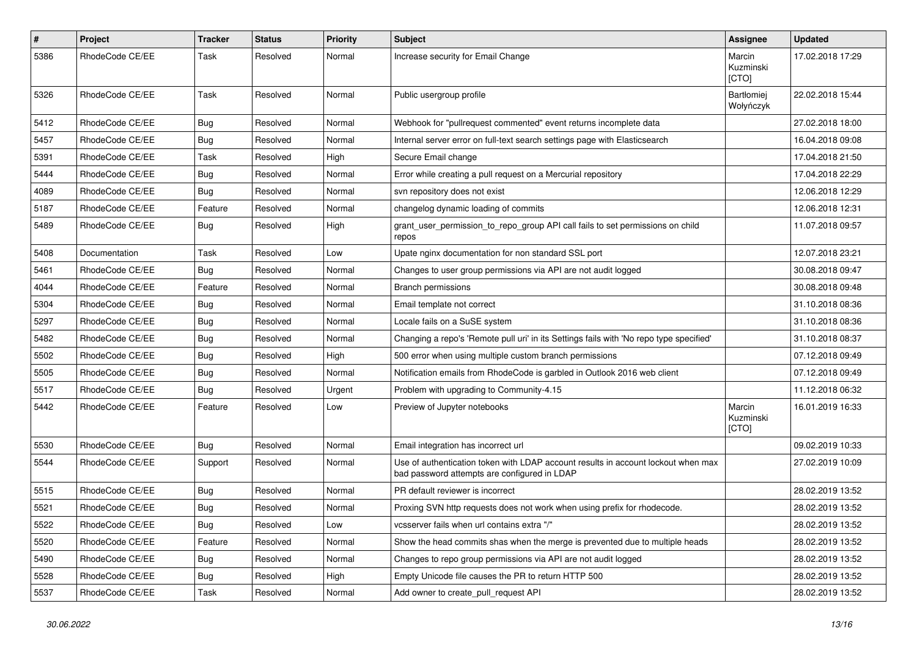| # | Project | Tracker | Status | Priority | Subject | Assignee | Updated |
| --- | --- | --- | --- | --- | --- | --- | --- |
| 5386 | RhodeCode CE/EE | Task | Resolved | Normal | Increase security for Email Change | Marcin Kuzminski [CTO] | 17.02.2018 17:29 |
| 5326 | RhodeCode CE/EE | Task | Resolved | Normal | Public usergroup profile | Bartłomiej Wołyńczyk | 22.02.2018 15:44 |
| 5412 | RhodeCode CE/EE | Bug | Resolved | Normal | Webhook for "pullrequest commented" event returns incomplete data | | 27.02.2018 18:00 |
| 5457 | RhodeCode CE/EE | Bug | Resolved | Normal | Internal server error on full-text search settings page with Elasticsearch | | 16.04.2018 09:08 |
| 5391 | RhodeCode CE/EE | Task | Resolved | High | Secure Email change | | 17.04.2018 21:50 |
| 5444 | RhodeCode CE/EE | Bug | Resolved | Normal | Error while creating a pull request on a Mercurial repository | | 17.04.2018 22:29 |
| 4089 | RhodeCode CE/EE | Bug | Resolved | Normal | svn repository does not exist | | 12.06.2018 12:29 |
| 5187 | RhodeCode CE/EE | Feature | Resolved | Normal | changelog dynamic loading of commits | | 12.06.2018 12:31 |
| 5489 | RhodeCode CE/EE | Bug | Resolved | High | grant_user_permission_to_repo_group API call fails to set permissions on child repos | | 11.07.2018 09:57 |
| 5408 | Documentation | Task | Resolved | Low | Upate nginx documentation for non standard SSL port | | 12.07.2018 23:21 |
| 5461 | RhodeCode CE/EE | Bug | Resolved | Normal | Changes to user group permissions via API are not audit logged | | 30.08.2018 09:47 |
| 4044 | RhodeCode CE/EE | Feature | Resolved | Normal | Branch permissions | | 30.08.2018 09:48 |
| 5304 | RhodeCode CE/EE | Bug | Resolved | Normal | Email template not correct | | 31.10.2018 08:36 |
| 5297 | RhodeCode CE/EE | Bug | Resolved | Normal | Locale fails on a SuSE system | | 31.10.2018 08:36 |
| 5482 | RhodeCode CE/EE | Bug | Resolved | Normal | Changing a repo's 'Remote pull uri' in its Settings fails with 'No repo type specified' | | 31.10.2018 08:37 |
| 5502 | RhodeCode CE/EE | Bug | Resolved | High | 500 error when using multiple custom branch permissions | | 07.12.2018 09:49 |
| 5505 | RhodeCode CE/EE | Bug | Resolved | Normal | Notification emails from RhodeCode is garbled in Outlook 2016 web client | | 07.12.2018 09:49 |
| 5517 | RhodeCode CE/EE | Bug | Resolved | Urgent | Problem with upgrading to Community-4.15 | | 11.12.2018 06:32 |
| 5442 | RhodeCode CE/EE | Feature | Resolved | Low | Preview of Jupyter notebooks | Marcin Kuzminski [CTO] | 16.01.2019 16:33 |
| 5530 | RhodeCode CE/EE | Bug | Resolved | Normal | Email integration has incorrect url | | 09.02.2019 10:33 |
| 5544 | RhodeCode CE/EE | Support | Resolved | Normal | Use of authentication token with LDAP account results in account lockout when max bad password attempts are configured in LDAP | | 27.02.2019 10:09 |
| 5515 | RhodeCode CE/EE | Bug | Resolved | Normal | PR default reviewer is incorrect | | 28.02.2019 13:52 |
| 5521 | RhodeCode CE/EE | Bug | Resolved | Normal | Proxing SVN http requests does not work when using prefix for rhodecode. | | 28.02.2019 13:52 |
| 5522 | RhodeCode CE/EE | Bug | Resolved | Low | vcsserver fails when url contains extra "/" | | 28.02.2019 13:52 |
| 5520 | RhodeCode CE/EE | Feature | Resolved | Normal | Show the head commits shas when the merge is prevented due to multiple heads | | 28.02.2019 13:52 |
| 5490 | RhodeCode CE/EE | Bug | Resolved | Normal | Changes to repo group permissions via API are not audit logged | | 28.02.2019 13:52 |
| 5528 | RhodeCode CE/EE | Bug | Resolved | High | Empty Unicode file causes the PR to return HTTP 500 | | 28.02.2019 13:52 |
| 5537 | RhodeCode CE/EE | Task | Resolved | Normal | Add owner to create_pull_request API | | 28.02.2019 13:52 |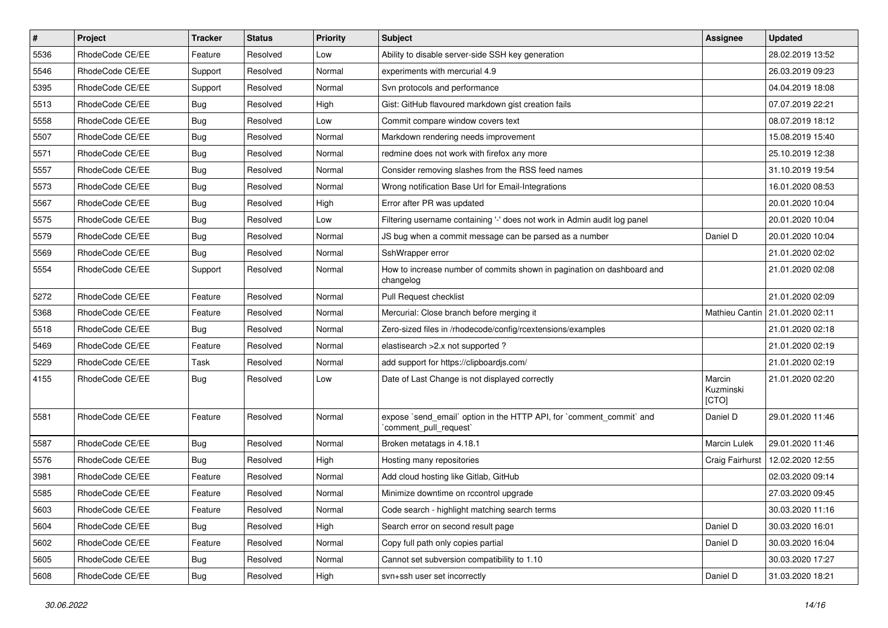| # | Project | Tracker | Status | Priority | Subject | Assignee | Updated |
|---|---|---|---|---|---|---|---|
| 5536 | RhodeCode CE/EE | Feature | Resolved | Low | Ability to disable server-side SSH key generation | | 28.02.2019 13:52 |
| 5546 | RhodeCode CE/EE | Support | Resolved | Normal | experiments with mercurial 4.9 | | 26.03.2019 09:23 |
| 5395 | RhodeCode CE/EE | Support | Resolved | Normal | Svn protocols and performance | | 04.04.2019 18:08 |
| 5513 | RhodeCode CE/EE | Bug | Resolved | High | Gist: GitHub flavoured markdown gist creation fails | | 07.07.2019 22:21 |
| 5558 | RhodeCode CE/EE | Bug | Resolved | Low | Commit compare window covers text | | 08.07.2019 18:12 |
| 5507 | RhodeCode CE/EE | Bug | Resolved | Normal | Markdown rendering needs improvement | | 15.08.2019 15:40 |
| 5571 | RhodeCode CE/EE | Bug | Resolved | Normal | redmine does not work with firefox any more | | 25.10.2019 12:38 |
| 5557 | RhodeCode CE/EE | Bug | Resolved | Normal | Consider removing slashes from the RSS feed names | | 31.10.2019 19:54 |
| 5573 | RhodeCode CE/EE | Bug | Resolved | Normal | Wrong notification Base Url for Email-Integrations | | 16.01.2020 08:53 |
| 5567 | RhodeCode CE/EE | Bug | Resolved | High | Error after PR was updated | | 20.01.2020 10:04 |
| 5575 | RhodeCode CE/EE | Bug | Resolved | Low | Filtering username containing '-' does not work in Admin audit log panel | | 20.01.2020 10:04 |
| 5579 | RhodeCode CE/EE | Bug | Resolved | Normal | JS bug when a commit message can be parsed as a number | Daniel D | 20.01.2020 10:04 |
| 5569 | RhodeCode CE/EE | Bug | Resolved | Normal | SshWrapper error | | 21.01.2020 02:02 |
| 5554 | RhodeCode CE/EE | Support | Resolved | Normal | How to increase number of commits shown in pagination on dashboard and changelog | | 21.01.2020 02:08 |
| 5272 | RhodeCode CE/EE | Feature | Resolved | Normal | Pull Request checklist | | 21.01.2020 02:09 |
| 5368 | RhodeCode CE/EE | Feature | Resolved | Normal | Mercurial: Close branch before merging it | Mathieu Cantin | 21.01.2020 02:11 |
| 5518 | RhodeCode CE/EE | Bug | Resolved | Normal | Zero-sized files in /rhodecode/config/rcextensions/examples | | 21.01.2020 02:18 |
| 5469 | RhodeCode CE/EE | Feature | Resolved | Normal | elastisearch >2.x not supported ? | | 21.01.2020 02:19 |
| 5229 | RhodeCode CE/EE | Task | Resolved | Normal | add support for https://clipboardjs.com/ | | 21.01.2020 02:19 |
| 4155 | RhodeCode CE/EE | Bug | Resolved | Low | Date of Last Change is not displayed correctly | Marcin Kuzminski [CTO] | 21.01.2020 02:20 |
| 5581 | RhodeCode CE/EE | Feature | Resolved | Normal | expose `send_email` option in the HTTP API, for `comment_commit` and `comment_pull_request` | Daniel D | 29.01.2020 11:46 |
| 5587 | RhodeCode CE/EE | Bug | Resolved | Normal | Broken metatags in 4.18.1 | Marcin Lulek | 29.01.2020 11:46 |
| 5576 | RhodeCode CE/EE | Bug | Resolved | High | Hosting many repositories | Craig Fairhurst | 12.02.2020 12:55 |
| 3981 | RhodeCode CE/EE | Feature | Resolved | Normal | Add cloud hosting like Gitlab, GitHub | | 02.03.2020 09:14 |
| 5585 | RhodeCode CE/EE | Feature | Resolved | Normal | Minimize downtime on rccontrol upgrade | | 27.03.2020 09:45 |
| 5603 | RhodeCode CE/EE | Feature | Resolved | Normal | Code search - highlight matching search terms | | 30.03.2020 11:16 |
| 5604 | RhodeCode CE/EE | Bug | Resolved | High | Search error on second result page | Daniel D | 30.03.2020 16:01 |
| 5602 | RhodeCode CE/EE | Feature | Resolved | Normal | Copy full path only copies partial | Daniel D | 30.03.2020 16:04 |
| 5605 | RhodeCode CE/EE | Bug | Resolved | Normal | Cannot set subversion compatibility to 1.10 | | 30.03.2020 17:27 |
| 5608 | RhodeCode CE/EE | Bug | Resolved | High | svn+ssh user set incorrectly | Daniel D | 31.03.2020 18:21 |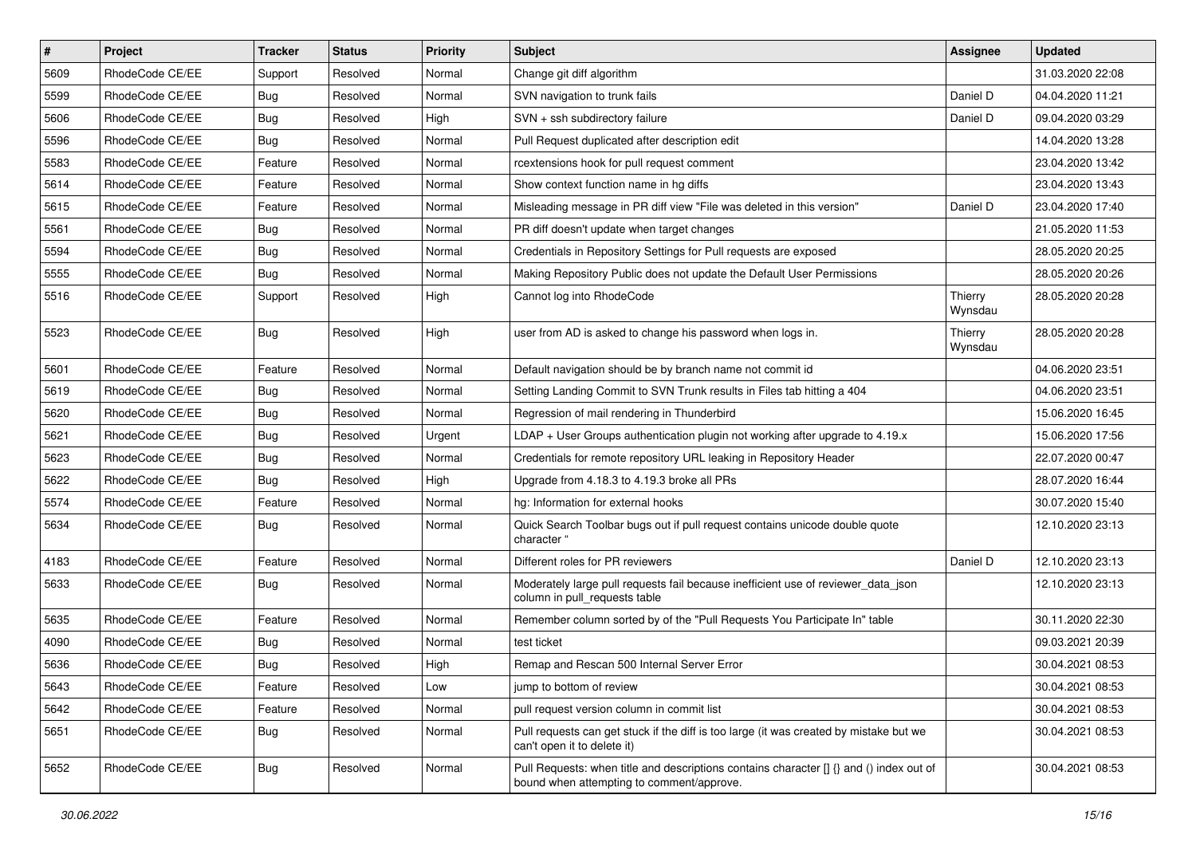| # | Project | Tracker | Status | Priority | Subject | Assignee | Updated |
|---|---|---|---|---|---|---|---|
| 5609 | RhodeCode CE/EE | Support | Resolved | Normal | Change git diff algorithm | | 31.03.2020 22:08 |
| 5599 | RhodeCode CE/EE | Bug | Resolved | Normal | SVN navigation to trunk fails | Daniel D | 04.04.2020 11:21 |
| 5606 | RhodeCode CE/EE | Bug | Resolved | High | SVN + ssh subdirectory failure | Daniel D | 09.04.2020 03:29 |
| 5596 | RhodeCode CE/EE | Bug | Resolved | Normal | Pull Request duplicated after description edit | | 14.04.2020 13:28 |
| 5583 | RhodeCode CE/EE | Feature | Resolved | Normal | rcextensions hook for pull request comment | | 23.04.2020 13:42 |
| 5614 | RhodeCode CE/EE | Feature | Resolved | Normal | Show context function name in hg diffs | | 23.04.2020 13:43 |
| 5615 | RhodeCode CE/EE | Feature | Resolved | Normal | Misleading message in PR diff view "File was deleted in this version" | Daniel D | 23.04.2020 17:40 |
| 5561 | RhodeCode CE/EE | Bug | Resolved | Normal | PR diff doesn't update when target changes | | 21.05.2020 11:53 |
| 5594 | RhodeCode CE/EE | Bug | Resolved | Normal | Credentials in Repository Settings for Pull requests are exposed | | 28.05.2020 20:25 |
| 5555 | RhodeCode CE/EE | Bug | Resolved | Normal | Making Repository Public does not update the Default User Permissions | | 28.05.2020 20:26 |
| 5516 | RhodeCode CE/EE | Support | Resolved | High | Cannot log into RhodeCode | Thierry Wynsdau | 28.05.2020 20:28 |
| 5523 | RhodeCode CE/EE | Bug | Resolved | High | user from AD is asked to change his password when logs in. | Thierry Wynsdau | 28.05.2020 20:28 |
| 5601 | RhodeCode CE/EE | Feature | Resolved | Normal | Default navigation should be by branch name not commit id | | 04.06.2020 23:51 |
| 5619 | RhodeCode CE/EE | Bug | Resolved | Normal | Setting Landing Commit to SVN Trunk results in Files tab hitting a 404 | | 04.06.2020 23:51 |
| 5620 | RhodeCode CE/EE | Bug | Resolved | Normal | Regression of mail rendering in Thunderbird | | 15.06.2020 16:45 |
| 5621 | RhodeCode CE/EE | Bug | Resolved | Urgent | LDAP + User Groups authentication plugin not working after upgrade to 4.19.x | | 15.06.2020 17:56 |
| 5623 | RhodeCode CE/EE | Bug | Resolved | Normal | Credentials for remote repository URL leaking in Repository Header | | 22.07.2020 00:47 |
| 5622 | RhodeCode CE/EE | Bug | Resolved | High | Upgrade from 4.18.3 to 4.19.3 broke all PRs | | 28.07.2020 16:44 |
| 5574 | RhodeCode CE/EE | Feature | Resolved | Normal | hg: Information for external hooks | | 30.07.2020 15:40 |
| 5634 | RhodeCode CE/EE | Bug | Resolved | Normal | Quick Search Toolbar bugs out if pull request contains unicode double quote character " | | 12.10.2020 23:13 |
| 4183 | RhodeCode CE/EE | Feature | Resolved | Normal | Different roles for PR reviewers | Daniel D | 12.10.2020 23:13 |
| 5633 | RhodeCode CE/EE | Bug | Resolved | Normal | Moderately large pull requests fail because inefficient use of reviewer_data_json column in pull_requests table | | 12.10.2020 23:13 |
| 5635 | RhodeCode CE/EE | Feature | Resolved | Normal | Remember column sorted by of the "Pull Requests You Participate In" table | | 30.11.2020 22:30 |
| 4090 | RhodeCode CE/EE | Bug | Resolved | Normal | test ticket | | 09.03.2021 20:39 |
| 5636 | RhodeCode CE/EE | Bug | Resolved | High | Remap and Rescan 500 Internal Server Error | | 30.04.2021 08:53 |
| 5643 | RhodeCode CE/EE | Feature | Resolved | Low | jump to bottom of review | | 30.04.2021 08:53 |
| 5642 | RhodeCode CE/EE | Feature | Resolved | Normal | pull request version column in commit list | | 30.04.2021 08:53 |
| 5651 | RhodeCode CE/EE | Bug | Resolved | Normal | Pull requests can get stuck if the diff is too large (it was created by mistake but we can't open it to delete it) | | 30.04.2021 08:53 |
| 5652 | RhodeCode CE/EE | Bug | Resolved | Normal | Pull Requests: when title and descriptions contains character [] {} and () index out of bound when attempting to comment/approve. | | 30.04.2021 08:53 |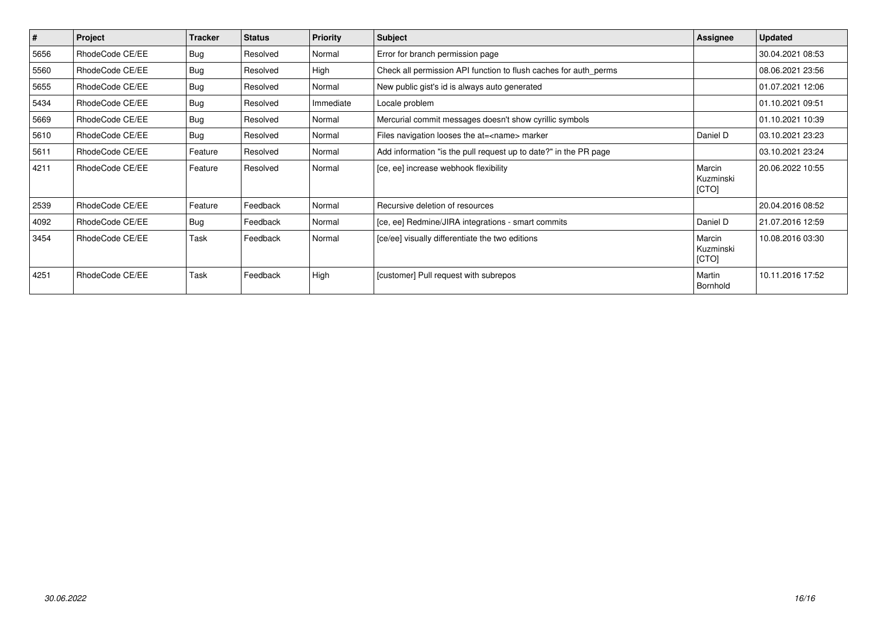| # | Project | Tracker | Status | Priority | Subject | Assignee | Updated |
|---|---|---|---|---|---|---|---|
| 5656 | RhodeCode CE/EE | Bug | Resolved | Normal | Error for branch permission page | | 30.04.2021 08:53 |
| 5560 | RhodeCode CE/EE | Bug | Resolved | High | Check all permission API function to flush caches for auth_perms | | 08.06.2021 23:56 |
| 5655 | RhodeCode CE/EE | Bug | Resolved | Normal | New public gist's id is always auto generated | | 01.07.2021 12:06 |
| 5434 | RhodeCode CE/EE | Bug | Resolved | Immediate | Locale problem | | 01.10.2021 09:51 |
| 5669 | RhodeCode CE/EE | Bug | Resolved | Normal | Mercurial commit messages doesn't show cyrillic symbols | | 01.10.2021 10:39 |
| 5610 | RhodeCode CE/EE | Bug | Resolved | Normal | Files navigation looses the at=<name> marker | Daniel D | 03.10.2021 23:23 |
| 5611 | RhodeCode CE/EE | Feature | Resolved | Normal | Add information "is the pull request up to date?" in the PR page | | 03.10.2021 23:24 |
| 4211 | RhodeCode CE/EE | Feature | Resolved | Normal | [ce, ee] increase webhook flexibility | Marcin Kuzminski [CTO] | 20.06.2022 10:55 |
| 2539 | RhodeCode CE/EE | Feature | Feedback | Normal | Recursive deletion of resources | | 20.04.2016 08:52 |
| 4092 | RhodeCode CE/EE | Bug | Feedback | Normal | [ce, ee] Redmine/JIRA integrations - smart commits | Daniel D | 21.07.2016 12:59 |
| 3454 | RhodeCode CE/EE | Task | Feedback | Normal | [ce/ee] visually differentiate the two editions | Marcin Kuzminski [CTO] | 10.08.2016 03:30 |
| 4251 | RhodeCode CE/EE | Task | Feedback | High | [customer] Pull request with subrepos | Martin Bornhold | 10.11.2016 17:52 |